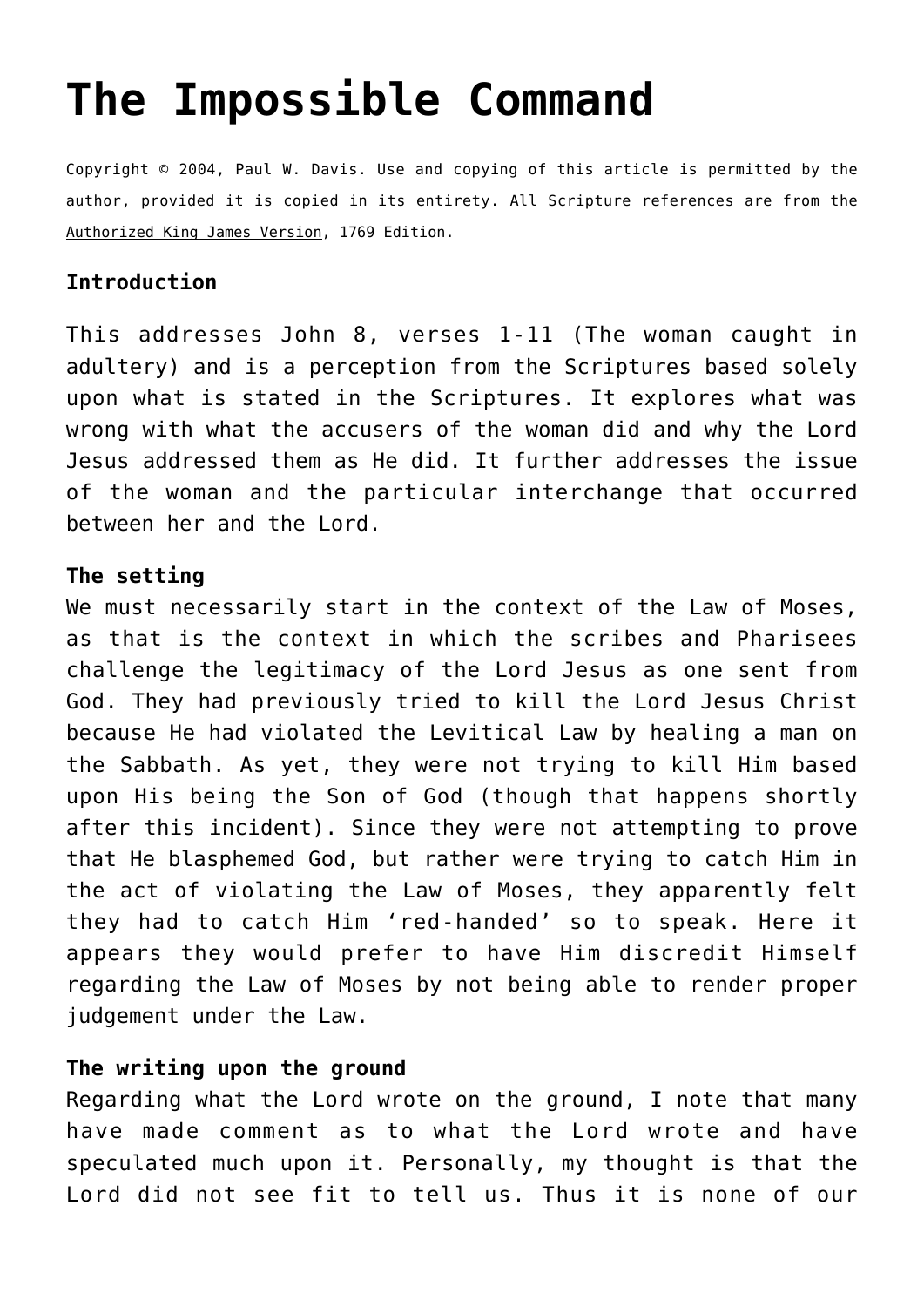# The Impossible Command

Copyright © 2004, Paul W. Davis. Use and copying of this article is permitted by the author, provided it is copied in its entirety. All Scripture references are from the Authorized King James Version, 1769 Edition.

**Introduction**

This addresses John 8, verses 1-11 (The woman caught in adultery) and is a perception from the Scriptures based solely upon what is stated in the Scriptures. It explores what was wrong with what the accusers of the woman did and why the Lord Jesus addressed them as He did. It further addresses the issue of the woman and the particular interchange that occurred between her and the Lord.

**The setting**

We must necessarily start in the context of the Law of Moses, as that is the context in which the scribes and Pharisees challenge the legitimacy of the Lord Jesus as one sent from God. They had previously tried to kill the Lord Jesus Christ because He had violated the Levitical Law by healing a man on the Sabbath. As yet, they were not trying to kill Him based upon His being the Son of God (though that happens shortly after this incident). Since they were not attempting to prove that He blasphemed God, but rather were trying to catch Him in the act of violating the Law of Moses, they apparently felt they had to catch Him 'red-handed' so to speak. Here it appears they would prefer to have Him discredit Himself regarding the Law of Moses by not being able to render proper judgement under the Law.

**The writing upon the ground**

Regarding what the Lord wrote on the ground, I note that many have made comment as to what the Lord wrote and have speculated much upon it. Personally, my thought is that the Lord did not see fit to tell us. Thus it is none of our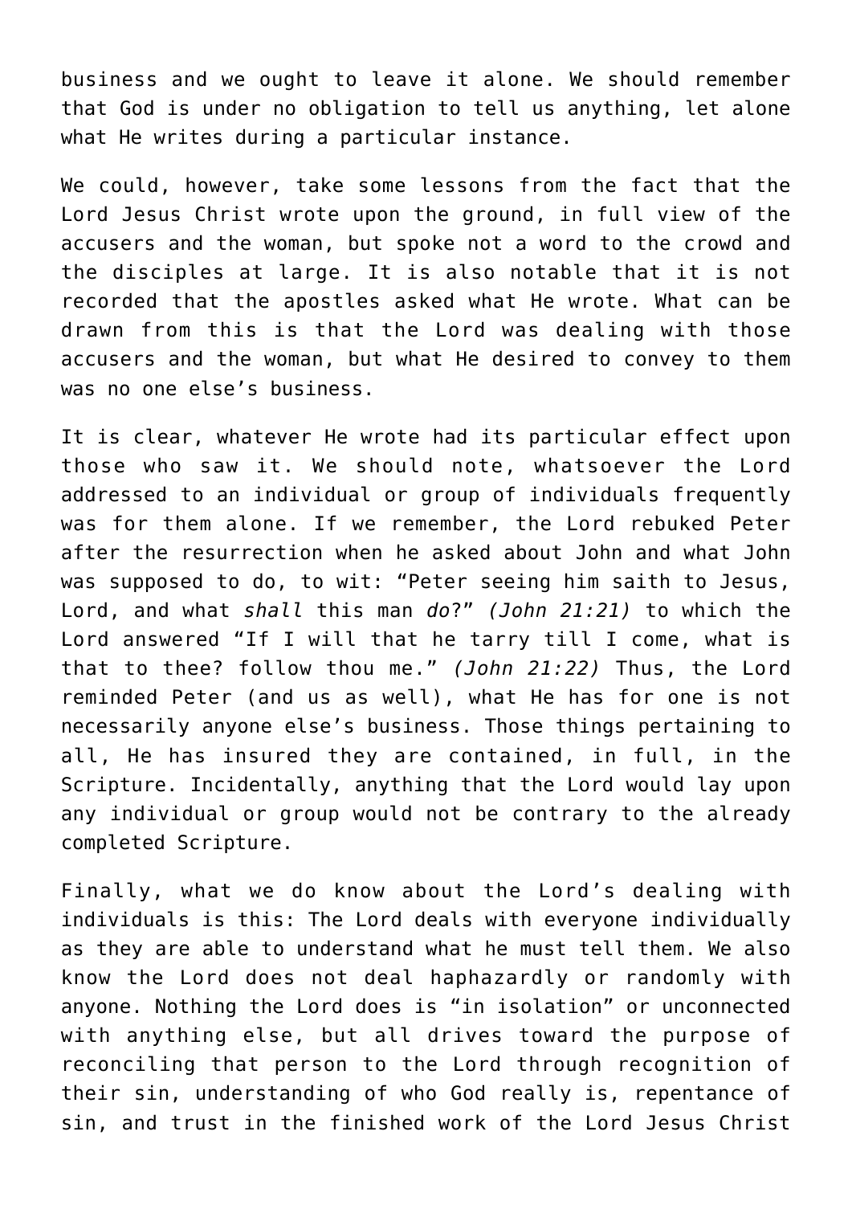business and we ought to leave it alone. We should remember that God is under no obligation to tell us anything, let alone what He writes during a particular instance.

We could, however, take some lessons from the fact that the Lord Jesus Christ wrote upon the ground, in full view of the accusers and the woman, but spoke not a word to the crowd and the disciples at large. It is also notable that it is not recorded that the apostles asked what He wrote. What can be drawn from this is that the Lord was dealing with those accusers and the woman, but what He desired to convey to them was no one else's business.

It is clear, whatever He wrote had its particular effect upon those who saw it. We should note, whatsoever the Lord addressed to an individual or group of individuals frequently was for them alone. If we remember, the Lord rebuked Peter after the resurrection when he asked about John and what John was supposed to do, to wit: "Peter seeing him saith to Jesus, Lord, and what *shall* this man *do*?" *(John 21:21)* to which the Lord answered "If I will that he tarry till I come, what is that to thee? follow thou me." *(John 21:22)* Thus, the Lord reminded Peter (and us as well), what He has for one is not necessarily anyone else's business. Those things pertaining to all, He has insured they are contained, in full, in the Scripture. Incidentally, anything that the Lord would lay upon any individual or group would not be contrary to the already completed Scripture.

Finally, what we do know about the Lord's dealing with individuals is this: The Lord deals with everyone individually as they are able to understand what he must tell them. We also know the Lord does not deal haphazardly or randomly with anyone. Nothing the Lord does is "in isolation" or unconnected with anything else, but all drives toward the purpose of reconciling that person to the Lord through recognition of their sin, understanding of who God really is, repentance of sin, and trust in the finished work of the Lord Jesus Christ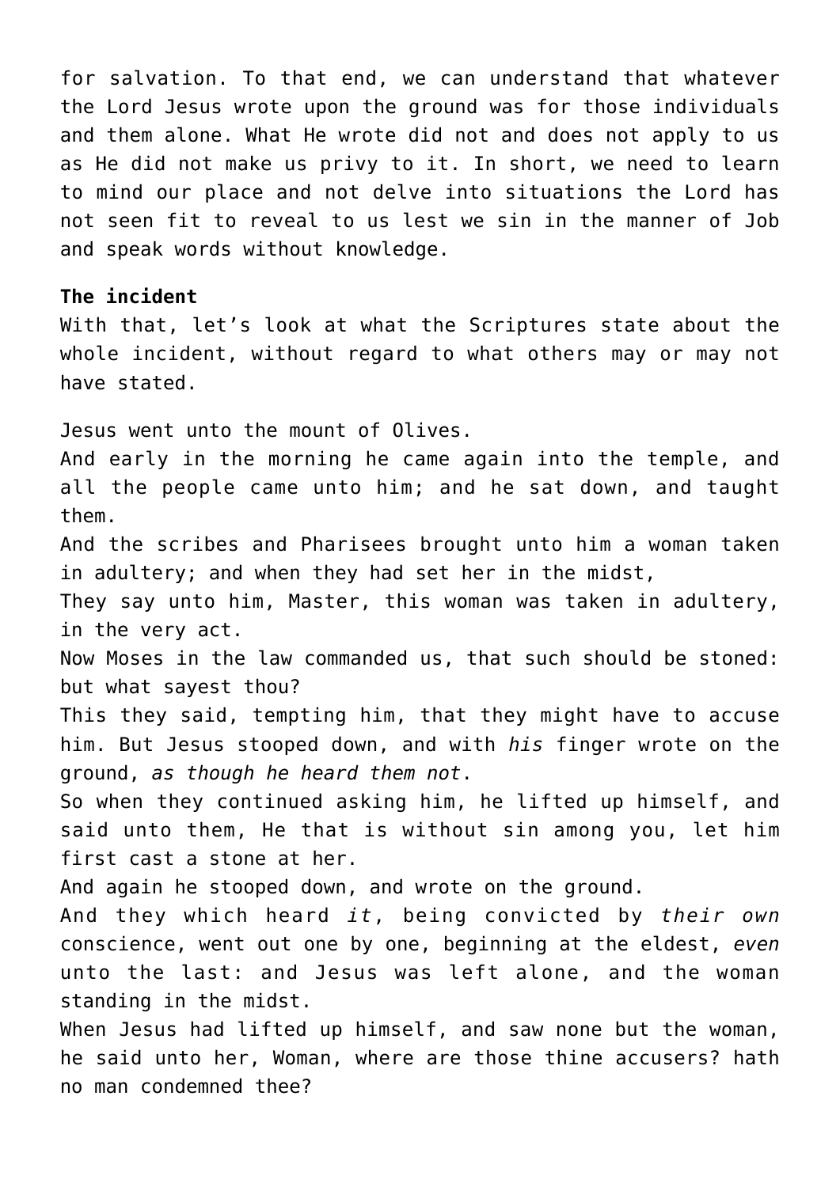for salvation. To that end, we can understand that whatever the Lord Jesus wrote upon the ground was for those individuals and them alone. What He wrote did not and does not apply to us as He did not make us privy to it. In short, we need to learn to mind our place and not delve into situations the Lord has not seen fit to reveal to us lest we sin in the manner of Job and speak words without knowledge.

**The incident**

With that, let's look at what the Scriptures state about the whole incident, without regard to what others may or may not have stated.

Jesus went unto the mount of Olives.
And early in the morning he came again into the temple, and all the people came unto him; and he sat down, and taught them.
And the scribes and Pharisees brought unto him a woman taken in adultery; and when they had set her in the midst,
They say unto him, Master, this woman was taken in adultery, in the very act.
Now Moses in the law commanded us, that such should be stoned: but what sayest thou?
This they said, tempting him, that they might have to accuse him. But Jesus stooped down, and with *his* finger wrote on the ground, *as though he heard them not*.
So when they continued asking him, he lifted up himself, and said unto them, He that is without sin among you, let him first cast a stone at her.
And again he stooped down, and wrote on the ground.
And they which heard *it*, being convicted by *their own* conscience, went out one by one, beginning at the eldest, *even* unto the last: and Jesus was left alone, and the woman standing in the midst.
When Jesus had lifted up himself, and saw none but the woman, he said unto her, Woman, where are those thine accusers? hath no man condemned thee?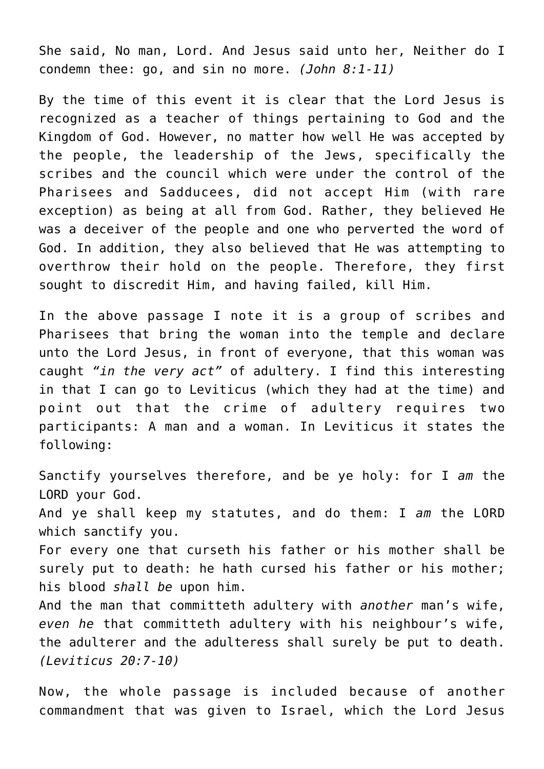She said, No man, Lord. And Jesus said unto her, Neither do I condemn thee: go, and sin no more. *(John 8:1-11)*

By the time of this event it is clear that the Lord Jesus is recognized as a teacher of things pertaining to God and the Kingdom of God. However, no matter how well He was accepted by the people, the leadership of the Jews, specifically the scribes and the council which were under the control of the Pharisees and Sadducees, did not accept Him (with rare exception) as being at all from God. Rather, they believed He was a deceiver of the people and one who perverted the word of God. In addition, they also believed that He was attempting to overthrow their hold on the people. Therefore, they first sought to discredit Him, and having failed, kill Him.

In the above passage I note it is a group of scribes and Pharisees that bring the woman into the temple and declare unto the Lord Jesus, in front of everyone, that this woman was caught *"in the very act"* of adultery. I find this interesting in that I can go to Leviticus (which they had at the time) and point out that the crime of adultery requires two participants: A man and a woman. In Leviticus it states the following:

Sanctify yourselves therefore, and be ye holy: for I *am* the LORD your God.
And ye shall keep my statutes, and do them: I *am* the LORD which sanctify you.
For every one that curseth his father or his mother shall be surely put to death: he hath cursed his father or his mother; his blood *shall be* upon him.
And the man that committeth adultery with *another* man's wife, *even he* that committeth adultery with his neighbour's wife, the adulterer and the adulteress shall surely be put to death. *(Leviticus 20:7-10)*

Now, the whole passage is included because of another commandment that was given to Israel, which the Lord Jesus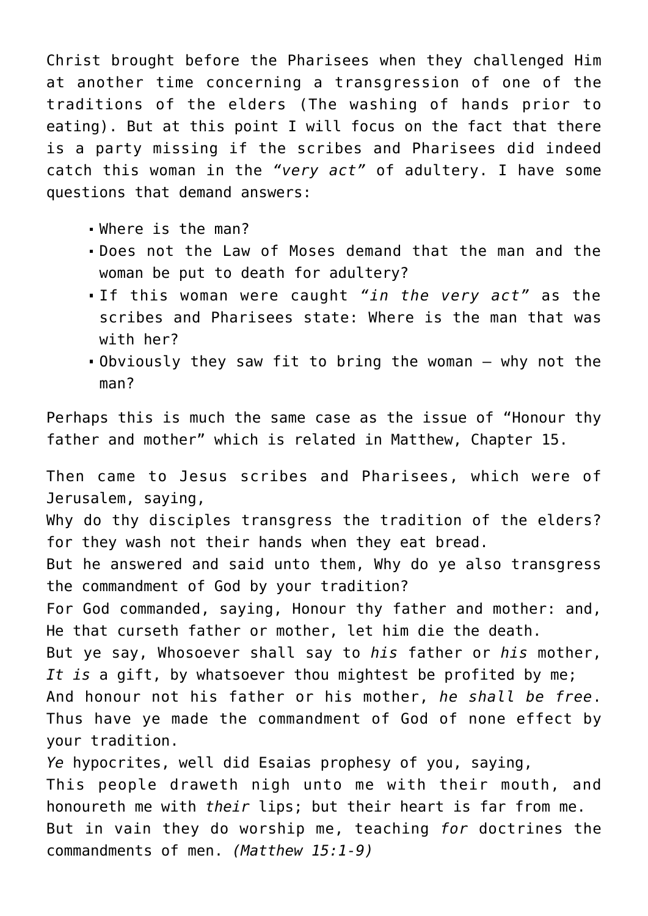Christ brought before the Pharisees when they challenged Him at another time concerning a transgression of one of the traditions of the elders (The washing of hands prior to eating). But at this point I will focus on the fact that there is a party missing if the scribes and Pharisees did indeed catch this woman in the *"very act"* of adultery. I have some questions that demand answers:

- Where is the man?
- Does not the Law of Moses demand that the man and the woman be put to death for adultery?
- If this woman were caught *"in the very act"* as the scribes and Pharisees state: Where is the man that was with her?
- Obviously they saw fit to bring the woman – why not the man?

Perhaps this is much the same case as the issue of "Honour thy father and mother" which is related in Matthew, Chapter 15.

Then came to Jesus scribes and Pharisees, which were of Jerusalem, saying,
Why do thy disciples transgress the tradition of the elders? for they wash not their hands when they eat bread.
But he answered and said unto them, Why do ye also transgress the commandment of God by your tradition?
For God commanded, saying, Honour thy father and mother: and, He that curseth father or mother, let him die the death.
But ye say, Whosoever shall say to *his* father or *his* mother, *It is* a gift, by whatsoever thou mightest be profited by me;
And honour not his father or his mother, *he shall be free*. Thus have ye made the commandment of God of none effect by your tradition.
*Ye* hypocrites, well did Esaias prophesy of you, saying,
This people draweth nigh unto me with their mouth, and honoureth me with *their* lips; but their heart is far from me.
But in vain they do worship me, teaching *for* doctrines the commandments of men. *(Matthew 15:1-9)*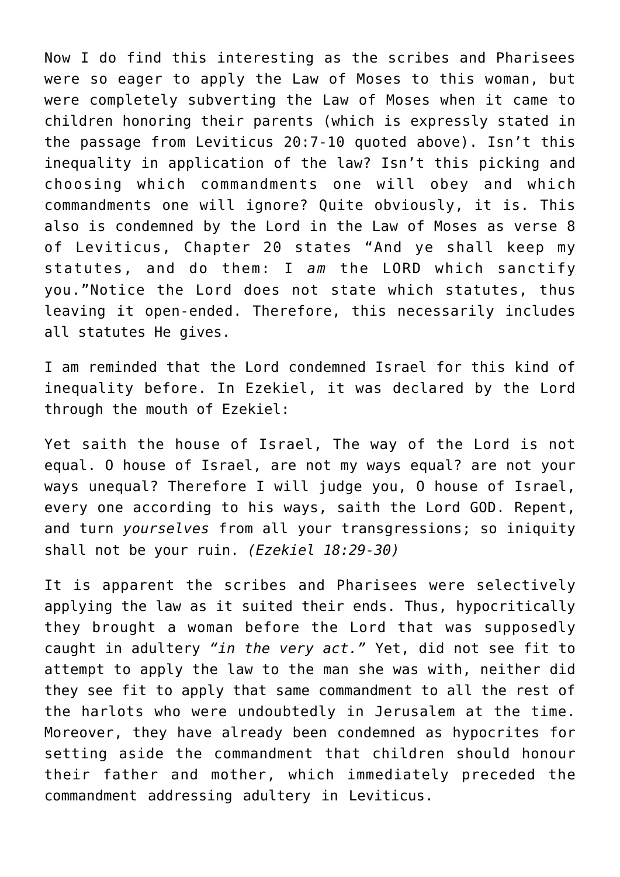Now I do find this interesting as the scribes and Pharisees were so eager to apply the Law of Moses to this woman, but were completely subverting the Law of Moses when it came to children honoring their parents (which is expressly stated in the passage from Leviticus 20:7-10 quoted above). Isn't this inequality in application of the law? Isn't this picking and choosing which commandments one will obey and which commandments one will ignore? Quite obviously, it is. This also is condemned by the Lord in the Law of Moses as verse 8 of Leviticus, Chapter 20 states "And ye shall keep my statutes, and do them: I *am* the LORD which sanctify you."Notice the Lord does not state which statutes, thus leaving it open-ended. Therefore, this necessarily includes all statutes He gives.

I am reminded that the Lord condemned Israel for this kind of inequality before. In Ezekiel, it was declared by the Lord through the mouth of Ezekiel:

Yet saith the house of Israel, The way of the Lord is not equal. O house of Israel, are not my ways equal? are not your ways unequal? Therefore I will judge you, O house of Israel, every one according to his ways, saith the Lord GOD. Repent, and turn *yourselves* from all your transgressions; so iniquity shall not be your ruin. *(Ezekiel 18:29-30)*

It is apparent the scribes and Pharisees were selectively applying the law as it suited their ends. Thus, hypocritically they brought a woman before the Lord that was supposedly caught in adultery *"in the very act."* Yet, did not see fit to attempt to apply the law to the man she was with, neither did they see fit to apply that same commandment to all the rest of the harlots who were undoubtedly in Jerusalem at the time. Moreover, they have already been condemned as hypocrites for setting aside the commandment that children should honour their father and mother, which immediately preceded the commandment addressing adultery in Leviticus.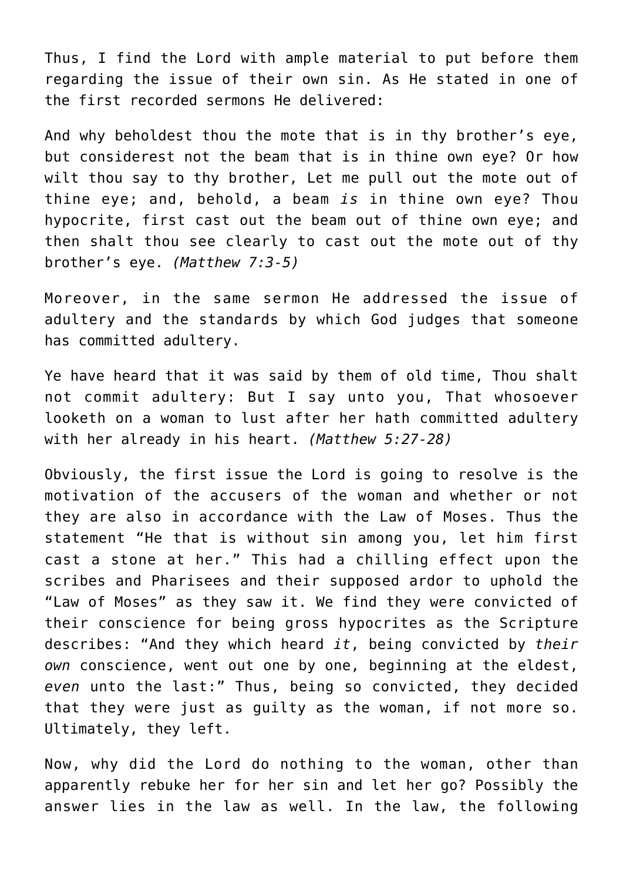Thus, I find the Lord with ample material to put before them regarding the issue of their own sin. As He stated in one of the first recorded sermons He delivered:

And why beholdest thou the mote that is in thy brother's eye, but considerest not the beam that is in thine own eye? Or how wilt thou say to thy brother, Let me pull out the mote out of thine eye; and, behold, a beam *is* in thine own eye? Thou hypocrite, first cast out the beam out of thine own eye; and then shalt thou see clearly to cast out the mote out of thy brother's eye. *(Matthew 7:3-5)*

Moreover, in the same sermon He addressed the issue of adultery and the standards by which God judges that someone has committed adultery.

Ye have heard that it was said by them of old time, Thou shalt not commit adultery: But I say unto you, That whosoever looketh on a woman to lust after her hath committed adultery with her already in his heart. *(Matthew 5:27-28)*

Obviously, the first issue the Lord is going to resolve is the motivation of the accusers of the woman and whether or not they are also in accordance with the Law of Moses. Thus the statement "He that is without sin among you, let him first cast a stone at her." This had a chilling effect upon the scribes and Pharisees and their supposed ardor to uphold the "Law of Moses" as they saw it. We find they were convicted of their conscience for being gross hypocrites as the Scripture describes: "And they which heard *it*, being convicted by *their own* conscience, went out one by one, beginning at the eldest, *even* unto the last:" Thus, being so convicted, they decided that they were just as guilty as the woman, if not more so. Ultimately, they left.

Now, why did the Lord do nothing to the woman, other than apparently rebuke her for her sin and let her go? Possibly the answer lies in the law as well. In the law, the following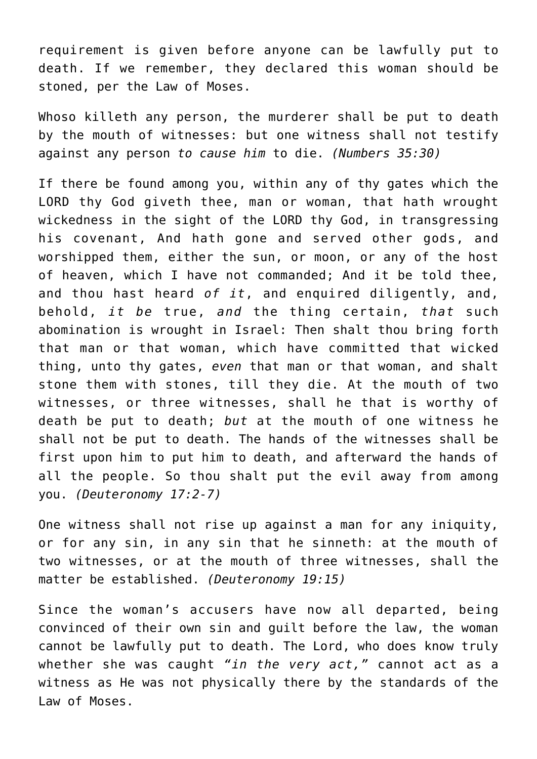requirement is given before anyone can be lawfully put to death. If we remember, they declared this woman should be stoned, per the Law of Moses.

Whoso killeth any person, the murderer shall be put to death by the mouth of witnesses: but one witness shall not testify against any person *to cause him* to die. *(Numbers 35:30)*

If there be found among you, within any of thy gates which the LORD thy God giveth thee, man or woman, that hath wrought wickedness in the sight of the LORD thy God, in transgressing his covenant, And hath gone and served other gods, and worshipped them, either the sun, or moon, or any of the host of heaven, which I have not commanded; And it be told thee, and thou hast heard *of it*, and enquired diligently, and, behold, *it be* true, *and* the thing certain, *that* such abomination is wrought in Israel: Then shalt thou bring forth that man or that woman, which have committed that wicked thing, unto thy gates, *even* that man or that woman, and shalt stone them with stones, till they die. At the mouth of two witnesses, or three witnesses, shall he that is worthy of death be put to death; *but* at the mouth of one witness he shall not be put to death. The hands of the witnesses shall be first upon him to put him to death, and afterward the hands of all the people. So thou shalt put the evil away from among you. *(Deuteronomy 17:2-7)*

One witness shall not rise up against a man for any iniquity, or for any sin, in any sin that he sinneth: at the mouth of two witnesses, or at the mouth of three witnesses, shall the matter be established. *(Deuteronomy 19:15)*

Since the woman's accusers have now all departed, being convinced of their own sin and guilt before the law, the woman cannot be lawfully put to death. The Lord, who does know truly whether she was caught *"in the very act,"* cannot act as a witness as He was not physically there by the standards of the Law of Moses.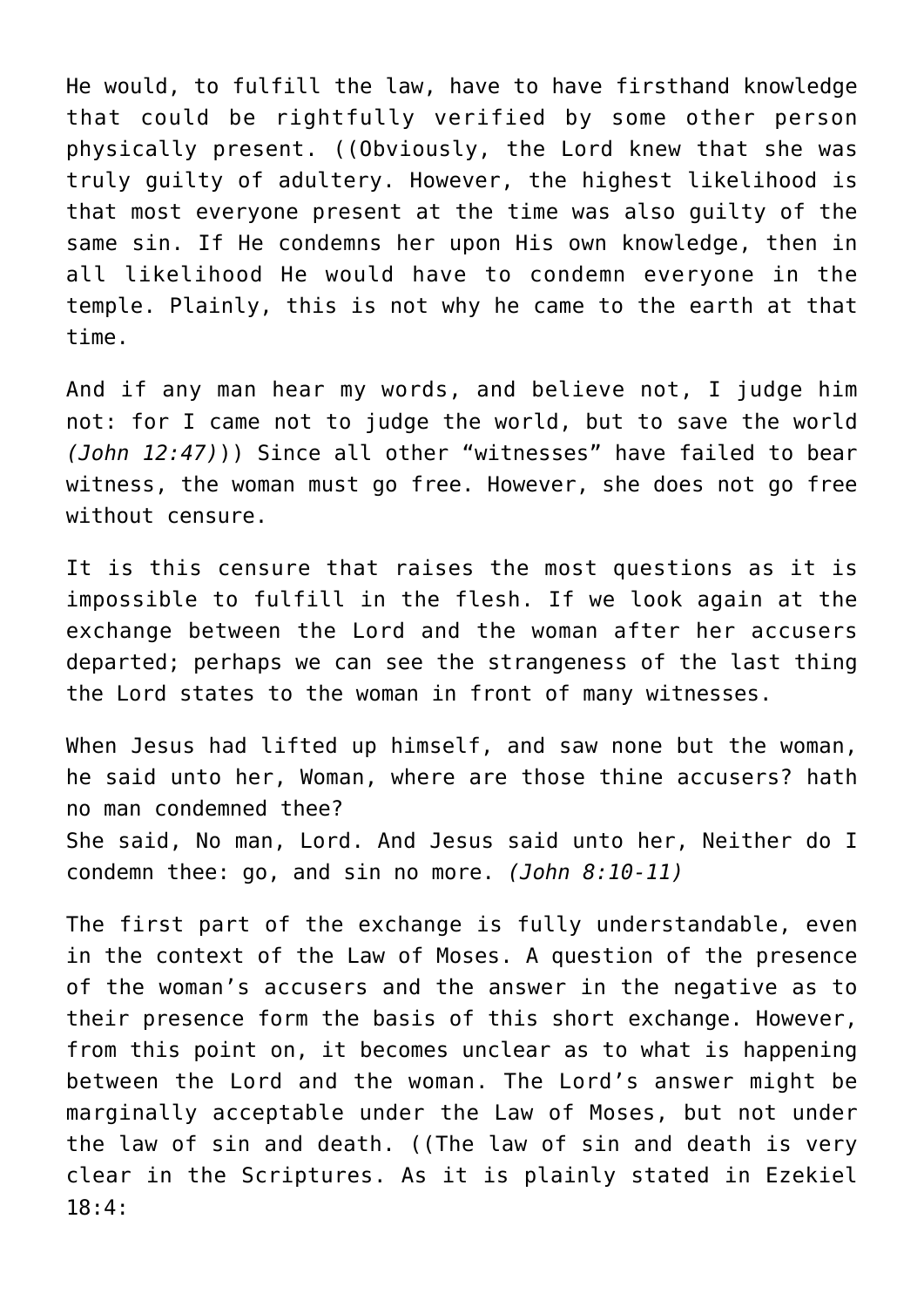He would, to fulfill the law, have to have firsthand knowledge that could be rightfully verified by some other person physically present. ((Obviously, the Lord knew that she was truly guilty of adultery. However, the highest likelihood is that most everyone present at the time was also guilty of the same sin. If He condemns her upon His own knowledge, then in all likelihood He would have to condemn everyone in the temple. Plainly, this is not why he came to the earth at that time.

And if any man hear my words, and believe not, I judge him not: for I came not to judge the world, but to save the world *(John 12:47)*)) Since all other "witnesses" have failed to bear witness, the woman must go free. However, she does not go free without censure.

It is this censure that raises the most questions as it is impossible to fulfill in the flesh. If we look again at the exchange between the Lord and the woman after her accusers departed; perhaps we can see the strangeness of the last thing the Lord states to the woman in front of many witnesses.

When Jesus had lifted up himself, and saw none but the woman, he said unto her, Woman, where are those thine accusers? hath no man condemned thee?
She said, No man, Lord. And Jesus said unto her, Neither do I condemn thee: go, and sin no more. *(John 8:10-11)*

The first part of the exchange is fully understandable, even in the context of the Law of Moses. A question of the presence of the woman's accusers and the answer in the negative as to their presence form the basis of this short exchange. However, from this point on, it becomes unclear as to what is happening between the Lord and the woman. The Lord's answer might be marginally acceptable under the Law of Moses, but not under the law of sin and death. ((The law of sin and death is very clear in the Scriptures. As it is plainly stated in Ezekiel 18:4: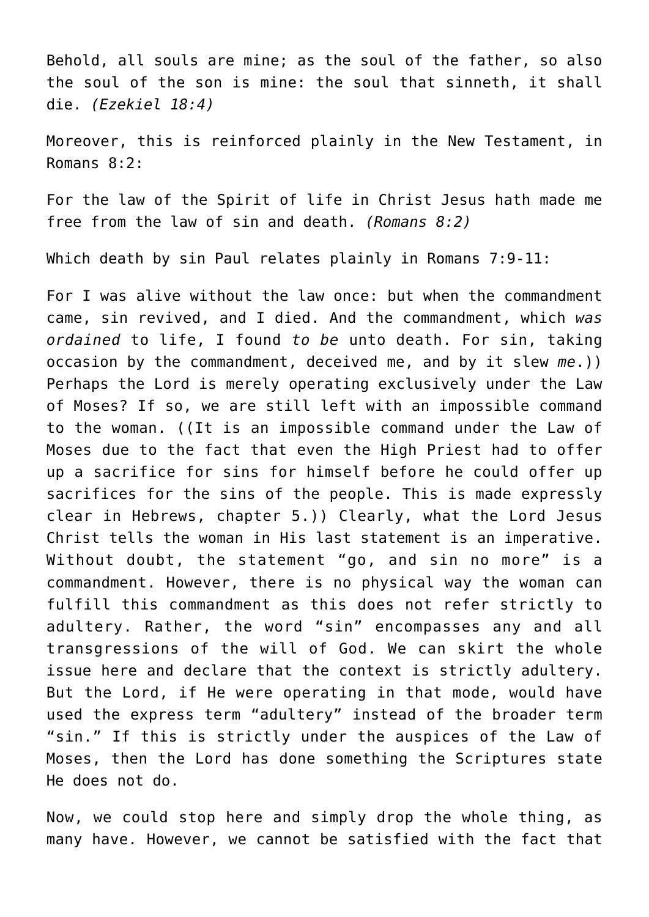Behold, all souls are mine; as the soul of the father, so also the soul of the son is mine: the soul that sinneth, it shall die. *(Ezekiel 18:4)*

Moreover, this is reinforced plainly in the New Testament, in Romans 8:2:

For the law of the Spirit of life in Christ Jesus hath made me free from the law of sin and death. *(Romans 8:2)*

Which death by sin Paul relates plainly in Romans 7:9-11:

For I was alive without the law once: but when the commandment came, sin revived, and I died. And the commandment, which *was ordained* to life, I found *to be* unto death. For sin, taking occasion by the commandment, deceived me, and by it slew *me*.)) Perhaps the Lord is merely operating exclusively under the Law of Moses? If so, we are still left with an impossible command to the woman. ((It is an impossible command under the Law of Moses due to the fact that even the High Priest had to offer up a sacrifice for sins for himself before he could offer up sacrifices for the sins of the people. This is made expressly clear in Hebrews, chapter 5.)) Clearly, what the Lord Jesus Christ tells the woman in His last statement is an imperative. Without doubt, the statement "go, and sin no more" is a commandment. However, there is no physical way the woman can fulfill this commandment as this does not refer strictly to adultery. Rather, the word "sin" encompasses any and all transgressions of the will of God. We can skirt the whole issue here and declare that the context is strictly adultery. But the Lord, if He were operating in that mode, would have used the express term "adultery" instead of the broader term "sin." If this is strictly under the auspices of the Law of Moses, then the Lord has done something the Scriptures state He does not do.

Now, we could stop here and simply drop the whole thing, as many have. However, we cannot be satisfied with the fact that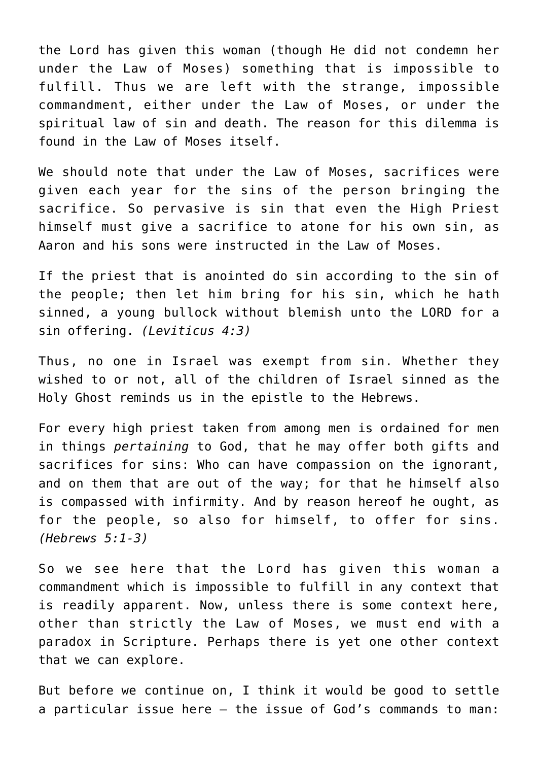the Lord has given this woman (though He did not condemn her under the Law of Moses) something that is impossible to fulfill. Thus we are left with the strange, impossible commandment, either under the Law of Moses, or under the spiritual law of sin and death. The reason for this dilemma is found in the Law of Moses itself.

We should note that under the Law of Moses, sacrifices were given each year for the sins of the person bringing the sacrifice. So pervasive is sin that even the High Priest himself must give a sacrifice to atone for his own sin, as Aaron and his sons were instructed in the Law of Moses.

If the priest that is anointed do sin according to the sin of the people; then let him bring for his sin, which he hath sinned, a young bullock without blemish unto the LORD for a sin offering. *(Leviticus 4:3)*

Thus, no one in Israel was exempt from sin. Whether they wished to or not, all of the children of Israel sinned as the Holy Ghost reminds us in the epistle to the Hebrews.

For every high priest taken from among men is ordained for men in things *pertaining* to God, that he may offer both gifts and sacrifices for sins: Who can have compassion on the ignorant, and on them that are out of the way; for that he himself also is compassed with infirmity. And by reason hereof he ought, as for the people, so also for himself, to offer for sins. *(Hebrews 5:1-3)*

So we see here that the Lord has given this woman a commandment which is impossible to fulfill in any context that is readily apparent. Now, unless there is some context here, other than strictly the Law of Moses, we must end with a paradox in Scripture. Perhaps there is yet one other context that we can explore.

But before we continue on, I think it would be good to settle a particular issue here – the issue of God's commands to man: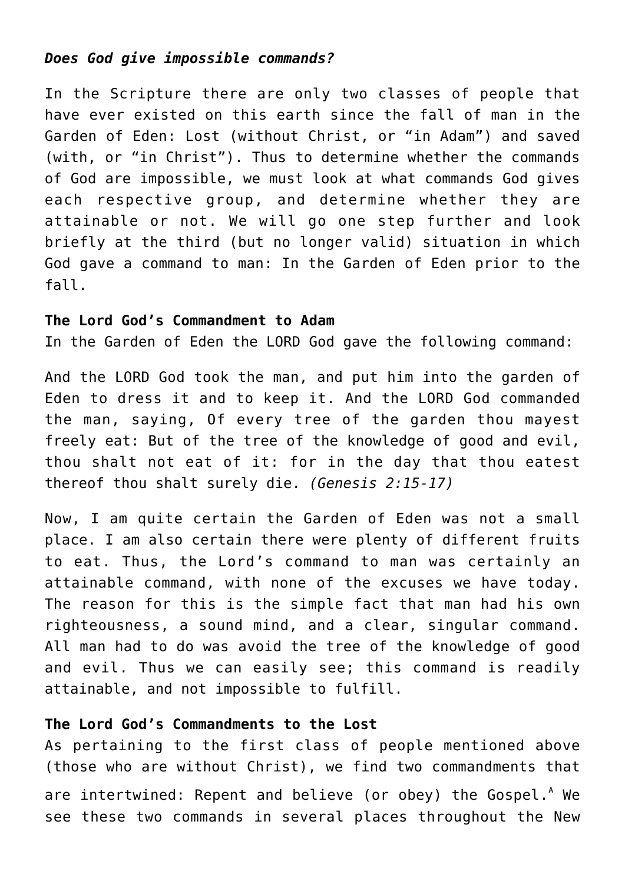***Does God give impossible commands?***

In the Scripture there are only two classes of people that have ever existed on this earth since the fall of man in the Garden of Eden: Lost (without Christ, or "in Adam") and saved (with, or "in Christ"). Thus to determine whether the commands of God are impossible, we must look at what commands God gives each respective group, and determine whether they are attainable or not. We will go one step further and look briefly at the third (but no longer valid) situation in which God gave a command to man: In the Garden of Eden prior to the fall.

**The Lord God's Commandment to Adam**

In the Garden of Eden the LORD God gave the following command:

And the LORD God took the man, and put him into the garden of Eden to dress it and to keep it. And the LORD God commanded the man, saying, Of every tree of the garden thou mayest freely eat: But of the tree of the knowledge of good and evil, thou shalt not eat of it: for in the day that thou eatest thereof thou shalt surely die. *(Genesis 2:15-17)*

Now, I am quite certain the Garden of Eden was not a small place. I am also certain there were plenty of different fruits to eat. Thus, the Lord's command to man was certainly an attainable command, with none of the excuses we have today. The reason for this is the simple fact that man had his own righteousness, a sound mind, and a clear, singular command. All man had to do was avoid the tree of the knowledge of good and evil. Thus we can easily see; this command is readily attainable, and not impossible to fulfill.

**The Lord God's Commandments to the Lost**

As pertaining to the first class of people mentioned above (those who are without Christ), we find two commandments that are intertwined: Repent and believe (or obey) the Gospel.[A] We see these two commands in several places throughout the New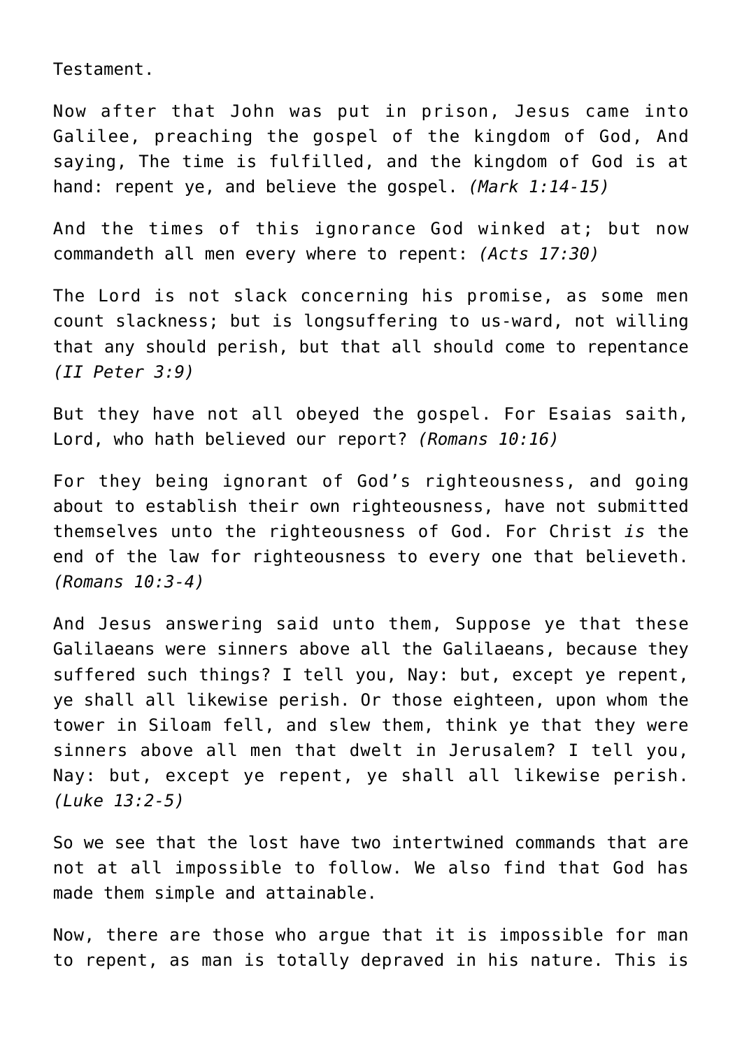Testament.

Now after that John was put in prison, Jesus came into Galilee, preaching the gospel of the kingdom of God, And saying, The time is fulfilled, and the kingdom of God is at hand: repent ye, and believe the gospel. *(Mark 1:14-15)*

And the times of this ignorance God winked at; but now commandeth all men every where to repent: *(Acts 17:30)*

The Lord is not slack concerning his promise, as some men count slackness; but is longsuffering to us-ward, not willing that any should perish, but that all should come to repentance *(II Peter 3:9)*

But they have not all obeyed the gospel. For Esaias saith, Lord, who hath believed our report? *(Romans 10:16)*

For they being ignorant of God's righteousness, and going about to establish their own righteousness, have not submitted themselves unto the righteousness of God. For Christ *is* the end of the law for righteousness to every one that believeth. *(Romans 10:3-4)*

And Jesus answering said unto them, Suppose ye that these Galilaeans were sinners above all the Galilaeans, because they suffered such things? I tell you, Nay: but, except ye repent, ye shall all likewise perish. Or those eighteen, upon whom the tower in Siloam fell, and slew them, think ye that they were sinners above all men that dwelt in Jerusalem? I tell you, Nay: but, except ye repent, ye shall all likewise perish. *(Luke 13:2-5)*

So we see that the lost have two intertwined commands that are not at all impossible to follow. We also find that God has made them simple and attainable.

Now, there are those who argue that it is impossible for man to repent, as man is totally depraved in his nature. This is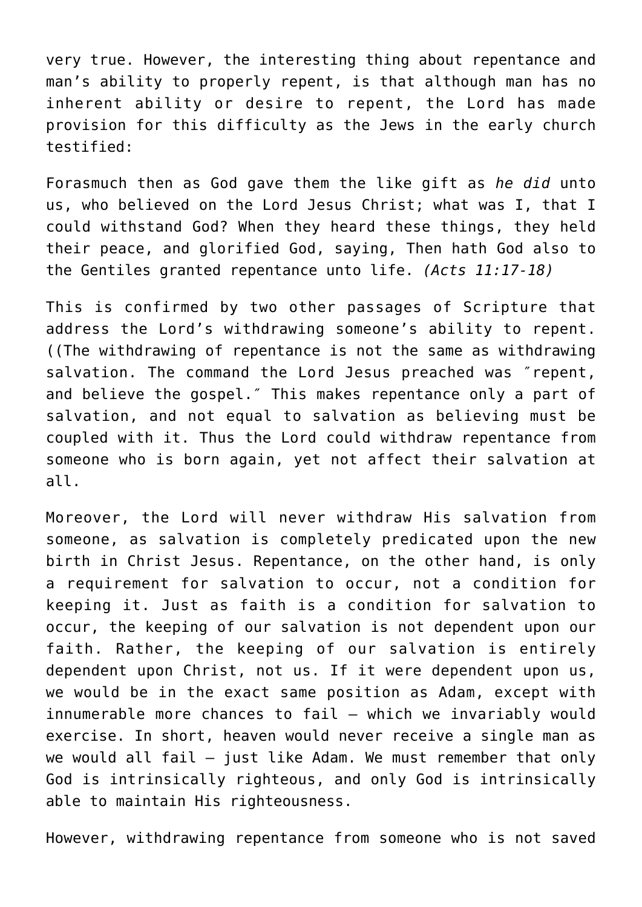very true. However, the interesting thing about repentance and man's ability to properly repent, is that although man has no inherent ability or desire to repent, the Lord has made provision for this difficulty as the Jews in the early church testified:

Forasmuch then as God gave them the like gift as *he did* unto us, who believed on the Lord Jesus Christ; what was I, that I could withstand God? When they heard these things, they held their peace, and glorified God, saying, Then hath God also to the Gentiles granted repentance unto life. *(Acts 11:17-18)*

This is confirmed by two other passages of Scripture that address the Lord's withdrawing someone's ability to repent. ((The withdrawing of repentance is not the same as withdrawing salvation. The command the Lord Jesus preached was ″repent, and believe the gospel.″ This makes repentance only a part of salvation, and not equal to salvation as believing must be coupled with it. Thus the Lord could withdraw repentance from someone who is born again, yet not affect their salvation at all.

Moreover, the Lord will never withdraw His salvation from someone, as salvation is completely predicated upon the new birth in Christ Jesus. Repentance, on the other hand, is only a requirement for salvation to occur, not a condition for keeping it. Just as faith is a condition for salvation to occur, the keeping of our salvation is not dependent upon our faith. Rather, the keeping of our salvation is entirely dependent upon Christ, not us. If it were dependent upon us, we would be in the exact same position as Adam, except with innumerable more chances to fail – which we invariably would exercise. In short, heaven would never receive a single man as we would all fail – just like Adam. We must remember that only God is intrinsically righteous, and only God is intrinsically able to maintain His righteousness.

However, withdrawing repentance from someone who is not saved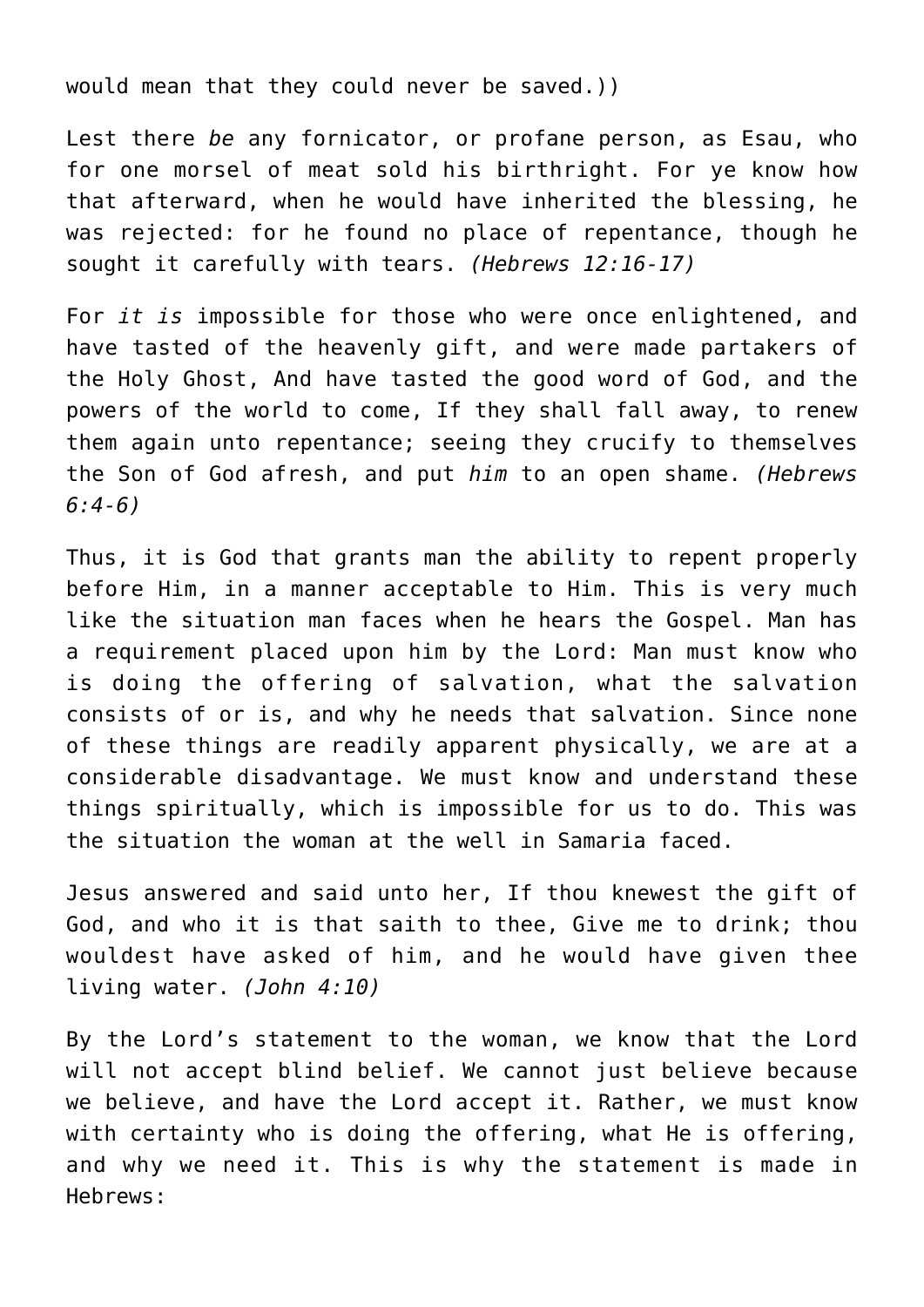would mean that they could never be saved.))

Lest there *be* any fornicator, or profane person, as Esau, who for one morsel of meat sold his birthright. For ye know how that afterward, when he would have inherited the blessing, he was rejected: for he found no place of repentance, though he sought it carefully with tears. *(Hebrews 12:16-17)*

For *it is* impossible for those who were once enlightened, and have tasted of the heavenly gift, and were made partakers of the Holy Ghost, And have tasted the good word of God, and the powers of the world to come, If they shall fall away, to renew them again unto repentance; seeing they crucify to themselves the Son of God afresh, and put *him* to an open shame. *(Hebrews 6:4-6)*

Thus, it is God that grants man the ability to repent properly before Him, in a manner acceptable to Him. This is very much like the situation man faces when he hears the Gospel. Man has a requirement placed upon him by the Lord: Man must know who is doing the offering of salvation, what the salvation consists of or is, and why he needs that salvation. Since none of these things are readily apparent physically, we are at a considerable disadvantage. We must know and understand these things spiritually, which is impossible for us to do. This was the situation the woman at the well in Samaria faced.

Jesus answered and said unto her, If thou knewest the gift of God, and who it is that saith to thee, Give me to drink; thou wouldest have asked of him, and he would have given thee living water. *(John 4:10)*

By the Lord's statement to the woman, we know that the Lord will not accept blind belief. We cannot just believe because we believe, and have the Lord accept it. Rather, we must know with certainty who is doing the offering, what He is offering, and why we need it. This is why the statement is made in Hebrews: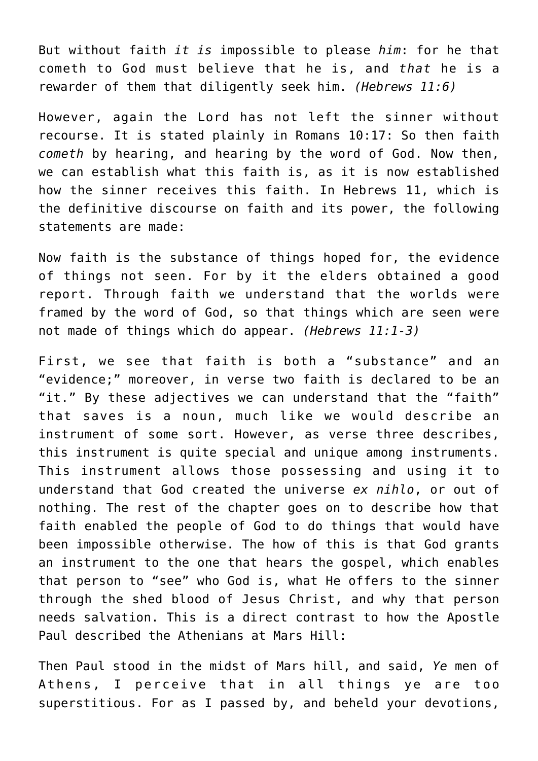But without faith *it is* impossible to please *him*: for he that cometh to God must believe that he is, and *that* he is a rewarder of them that diligently seek him. *(Hebrews 11:6)*

However, again the Lord has not left the sinner without recourse. It is stated plainly in Romans 10:17: So then faith *cometh* by hearing, and hearing by the word of God. Now then, we can establish what this faith is, as it is now established how the sinner receives this faith. In Hebrews 11, which is the definitive discourse on faith and its power, the following statements are made:

Now faith is the substance of things hoped for, the evidence of things not seen. For by it the elders obtained a good report. Through faith we understand that the worlds were framed by the word of God, so that things which are seen were not made of things which do appear. *(Hebrews 11:1-3)*

First, we see that faith is both a “substance” and an “evidence;” moreover, in verse two faith is declared to be an “it.” By these adjectives we can understand that the “faith” that saves is a noun, much like we would describe an instrument of some sort. However, as verse three describes, this instrument is quite special and unique among instruments. This instrument allows those possessing and using it to understand that God created the universe *ex nihlo*, or out of nothing. The rest of the chapter goes on to describe how that faith enabled the people of God to do things that would have been impossible otherwise. The how of this is that God grants an instrument to the one that hears the gospel, which enables that person to “see” who God is, what He offers to the sinner through the shed blood of Jesus Christ, and why that person needs salvation. This is a direct contrast to how the Apostle Paul described the Athenians at Mars Hill:

Then Paul stood in the midst of Mars hill, and said, *Ye* men of Athens, I perceive that in all things ye are too superstitious. For as I passed by, and beheld your devotions,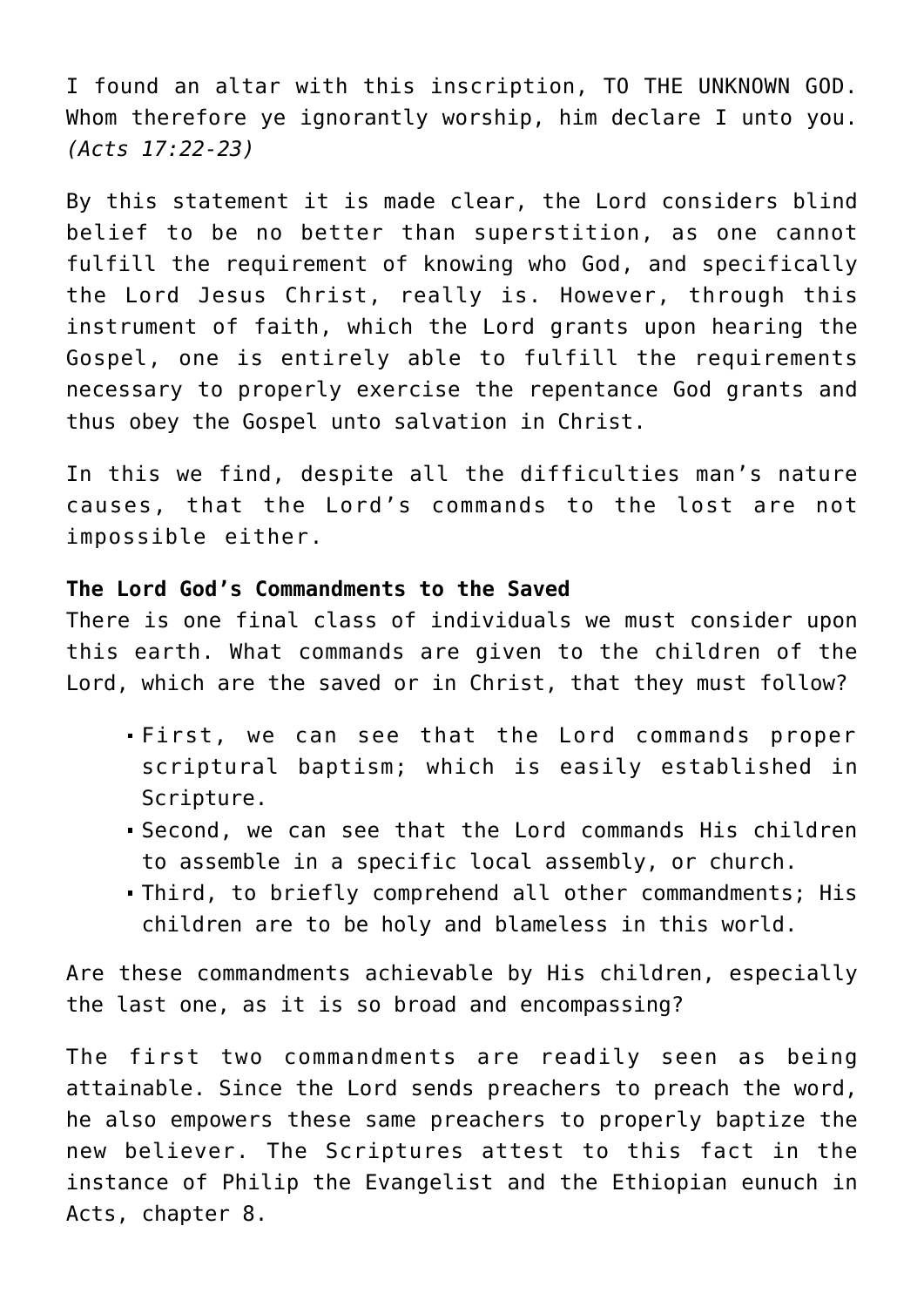I found an altar with this inscription, TO THE UNKNOWN GOD. Whom therefore ye ignorantly worship, him declare I unto you. *(Acts 17:22-23)*

By this statement it is made clear, the Lord considers blind belief to be no better than superstition, as one cannot fulfill the requirement of knowing who God, and specifically the Lord Jesus Christ, really is. However, through this instrument of faith, which the Lord grants upon hearing the Gospel, one is entirely able to fulfill the requirements necessary to properly exercise the repentance God grants and thus obey the Gospel unto salvation in Christ.

In this we find, despite all the difficulties man's nature causes, that the Lord's commands to the lost are not impossible either.

**The Lord God's Commandments to the Saved**

There is one final class of individuals we must consider upon this earth. What commands are given to the children of the Lord, which are the saved or in Christ, that they must follow?

- First, we can see that the Lord commands proper scriptural baptism; which is easily established in Scripture.
- Second, we can see that the Lord commands His children to assemble in a specific local assembly, or church.
- Third, to briefly comprehend all other commandments; His children are to be holy and blameless in this world.

Are these commandments achievable by His children, especially the last one, as it is so broad and encompassing?

The first two commandments are readily seen as being attainable. Since the Lord sends preachers to preach the word, he also empowers these same preachers to properly baptize the new believer. The Scriptures attest to this fact in the instance of Philip the Evangelist and the Ethiopian eunuch in Acts, chapter 8.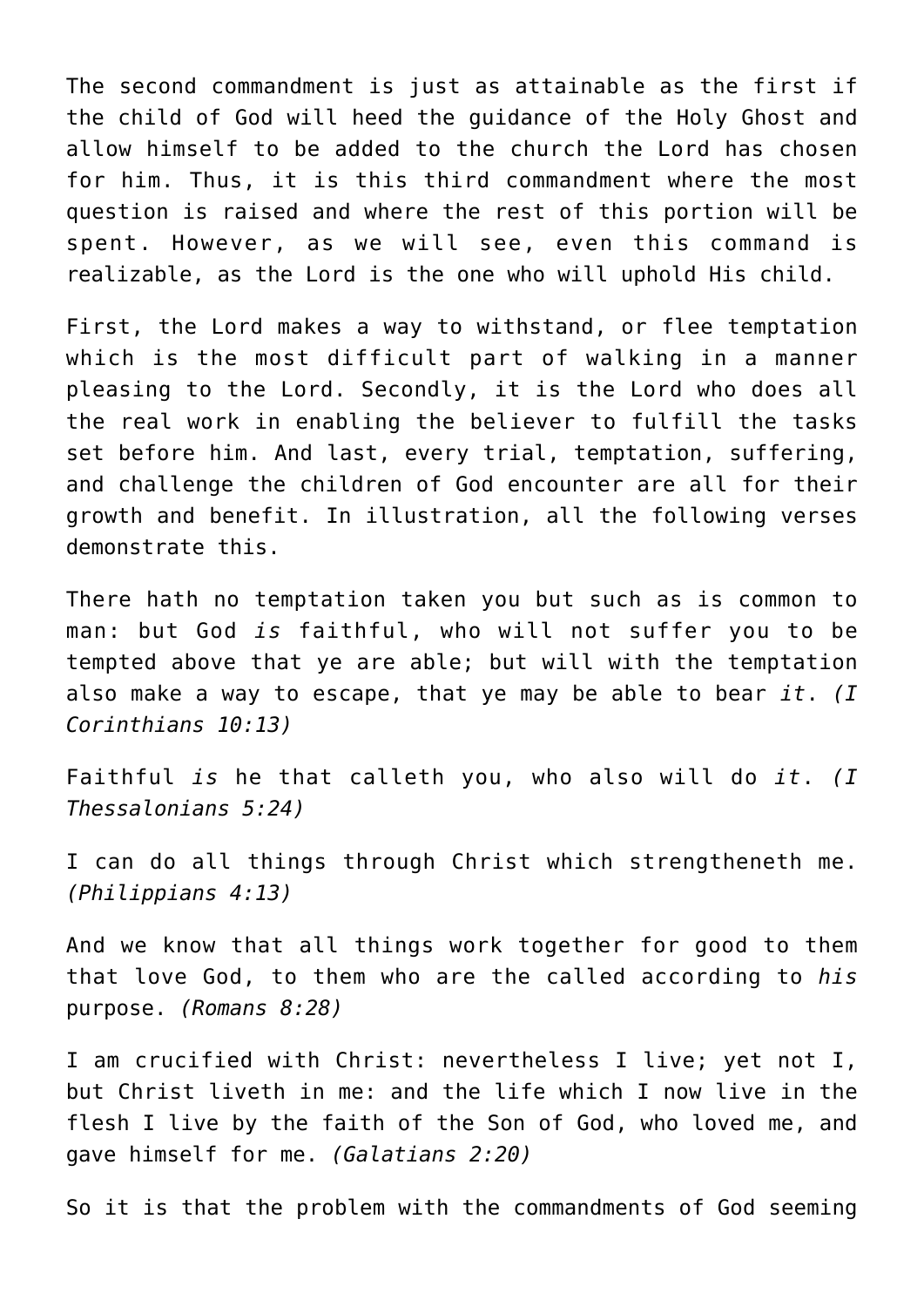The second commandment is just as attainable as the first if the child of God will heed the guidance of the Holy Ghost and allow himself to be added to the church the Lord has chosen for him. Thus, it is this third commandment where the most question is raised and where the rest of this portion will be spent. However, as we will see, even this command is realizable, as the Lord is the one who will uphold His child.

First, the Lord makes a way to withstand, or flee temptation which is the most difficult part of walking in a manner pleasing to the Lord. Secondly, it is the Lord who does all the real work in enabling the believer to fulfill the tasks set before him. And last, every trial, temptation, suffering, and challenge the children of God encounter are all for their growth and benefit. In illustration, all the following verses demonstrate this.

There hath no temptation taken you but such as is common to man: but God *is* faithful, who will not suffer you to be tempted above that ye are able; but will with the temptation also make a way to escape, that ye may be able to bear *it*. *(I Corinthians 10:13)*

Faithful *is* he that calleth you, who also will do *it*. *(I Thessalonians 5:24)*

I can do all things through Christ which strengtheneth me. *(Philippians 4:13)*

And we know that all things work together for good to them that love God, to them who are the called according to *his* purpose. *(Romans 8:28)*

I am crucified with Christ: nevertheless I live; yet not I, but Christ liveth in me: and the life which I now live in the flesh I live by the faith of the Son of God, who loved me, and gave himself for me. *(Galatians 2:20)*

So it is that the problem with the commandments of God seeming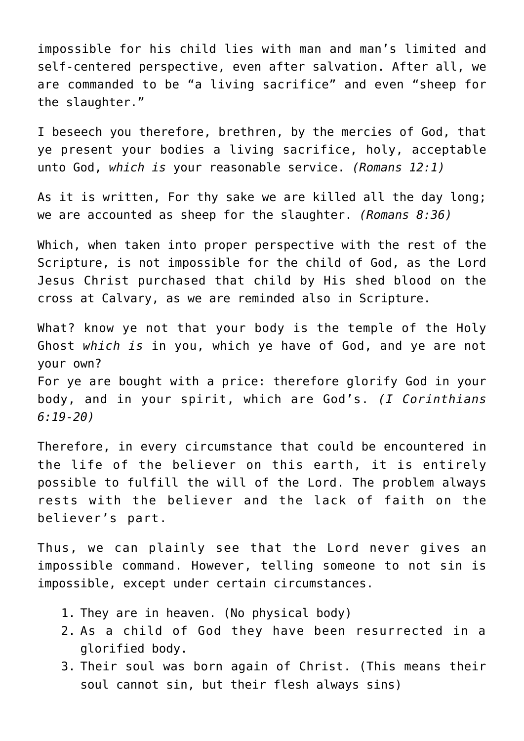impossible for his child lies with man and man's limited and self-centered perspective, even after salvation. After all, we are commanded to be "a living sacrifice" and even "sheep for the slaughter."

I beseech you therefore, brethren, by the mercies of God, that ye present your bodies a living sacrifice, holy, acceptable unto God, *which is* your reasonable service. *(Romans 12:1)*

As it is written, For thy sake we are killed all the day long; we are accounted as sheep for the slaughter. *(Romans 8:36)*

Which, when taken into proper perspective with the rest of the Scripture, is not impossible for the child of God, as the Lord Jesus Christ purchased that child by His shed blood on the cross at Calvary, as we are reminded also in Scripture.

What? know ye not that your body is the temple of the Holy Ghost *which is* in you, which ye have of God, and ye are not your own?
For ye are bought with a price: therefore glorify God in your body, and in your spirit, which are God's. *(I Corinthians 6:19-20)*

Therefore, in every circumstance that could be encountered in the life of the believer on this earth, it is entirely possible to fulfill the will of the Lord. The problem always rests with the believer and the lack of faith on the believer's part.

Thus, we can plainly see that the Lord never gives an impossible command. However, telling someone to not sin is impossible, except under certain circumstances.

1. They are in heaven. (No physical body)
2. As a child of God they have been resurrected in a glorified body.
3. Their soul was born again of Christ. (This means their soul cannot sin, but their flesh always sins)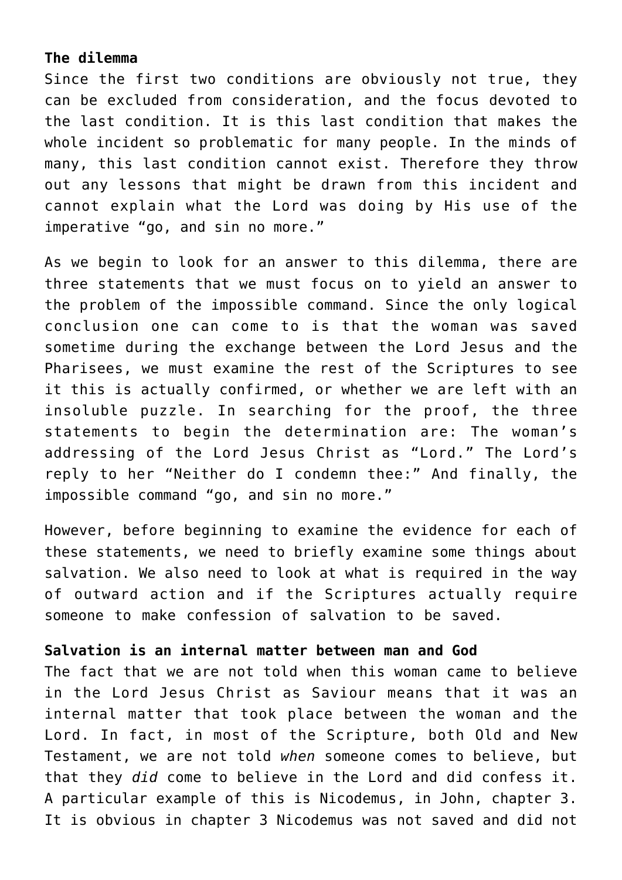**The dilemma**

Since the first two conditions are obviously not true, they can be excluded from consideration, and the focus devoted to the last condition. It is this last condition that makes the whole incident so problematic for many people. In the minds of many, this last condition cannot exist. Therefore they throw out any lessons that might be drawn from this incident and cannot explain what the Lord was doing by His use of the imperative "go, and sin no more."

As we begin to look for an answer to this dilemma, there are three statements that we must focus on to yield an answer to the problem of the impossible command. Since the only logical conclusion one can come to is that the woman was saved sometime during the exchange between the Lord Jesus and the Pharisees, we must examine the rest of the Scriptures to see it this is actually confirmed, or whether we are left with an insoluble puzzle. In searching for the proof, the three statements to begin the determination are: The woman's addressing of the Lord Jesus Christ as "Lord." The Lord's reply to her "Neither do I condemn thee:" And finally, the impossible command "go, and sin no more."

However, before beginning to examine the evidence for each of these statements, we need to briefly examine some things about salvation. We also need to look at what is required in the way of outward action and if the Scriptures actually require someone to make confession of salvation to be saved.

**Salvation is an internal matter between man and God**

The fact that we are not told when this woman came to believe in the Lord Jesus Christ as Saviour means that it was an internal matter that took place between the woman and the Lord. In fact, in most of the Scripture, both Old and New Testament, we are not told *when* someone comes to believe, but that they *did* come to believe in the Lord and did confess it. A particular example of this is Nicodemus, in John, chapter 3. It is obvious in chapter 3 Nicodemus was not saved and did not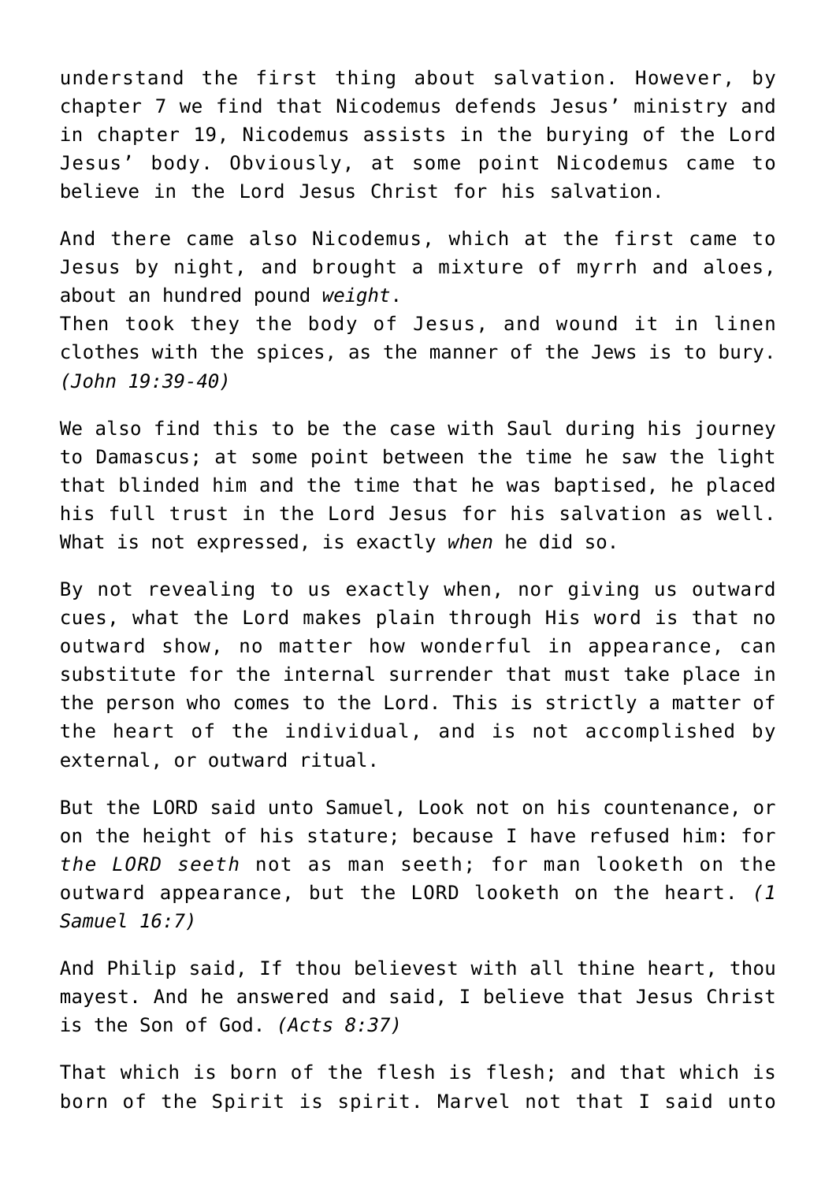understand the first thing about salvation. However, by chapter 7 we find that Nicodemus defends Jesus' ministry and in chapter 19, Nicodemus assists in the burying of the Lord Jesus' body. Obviously, at some point Nicodemus came to believe in the Lord Jesus Christ for his salvation.

And there came also Nicodemus, which at the first came to Jesus by night, and brought a mixture of myrrh and aloes, about an hundred pound *weight*.
Then took they the body of Jesus, and wound it in linen clothes with the spices, as the manner of the Jews is to bury. *(John 19:39-40)*

We also find this to be the case with Saul during his journey to Damascus; at some point between the time he saw the light that blinded him and the time that he was baptised, he placed his full trust in the Lord Jesus for his salvation as well. What is not expressed, is exactly *when* he did so.

By not revealing to us exactly when, nor giving us outward cues, what the Lord makes plain through His word is that no outward show, no matter how wonderful in appearance, can substitute for the internal surrender that must take place in the person who comes to the Lord. This is strictly a matter of the heart of the individual, and is not accomplished by external, or outward ritual.

But the LORD said unto Samuel, Look not on his countenance, or on the height of his stature; because I have refused him: for *the LORD seeth* not as man seeth; for man looketh on the outward appearance, but the LORD looketh on the heart. *(1 Samuel 16:7)*

And Philip said, If thou believest with all thine heart, thou mayest. And he answered and said, I believe that Jesus Christ is the Son of God. *(Acts 8:37)*

That which is born of the flesh is flesh; and that which is born of the Spirit is spirit. Marvel not that I said unto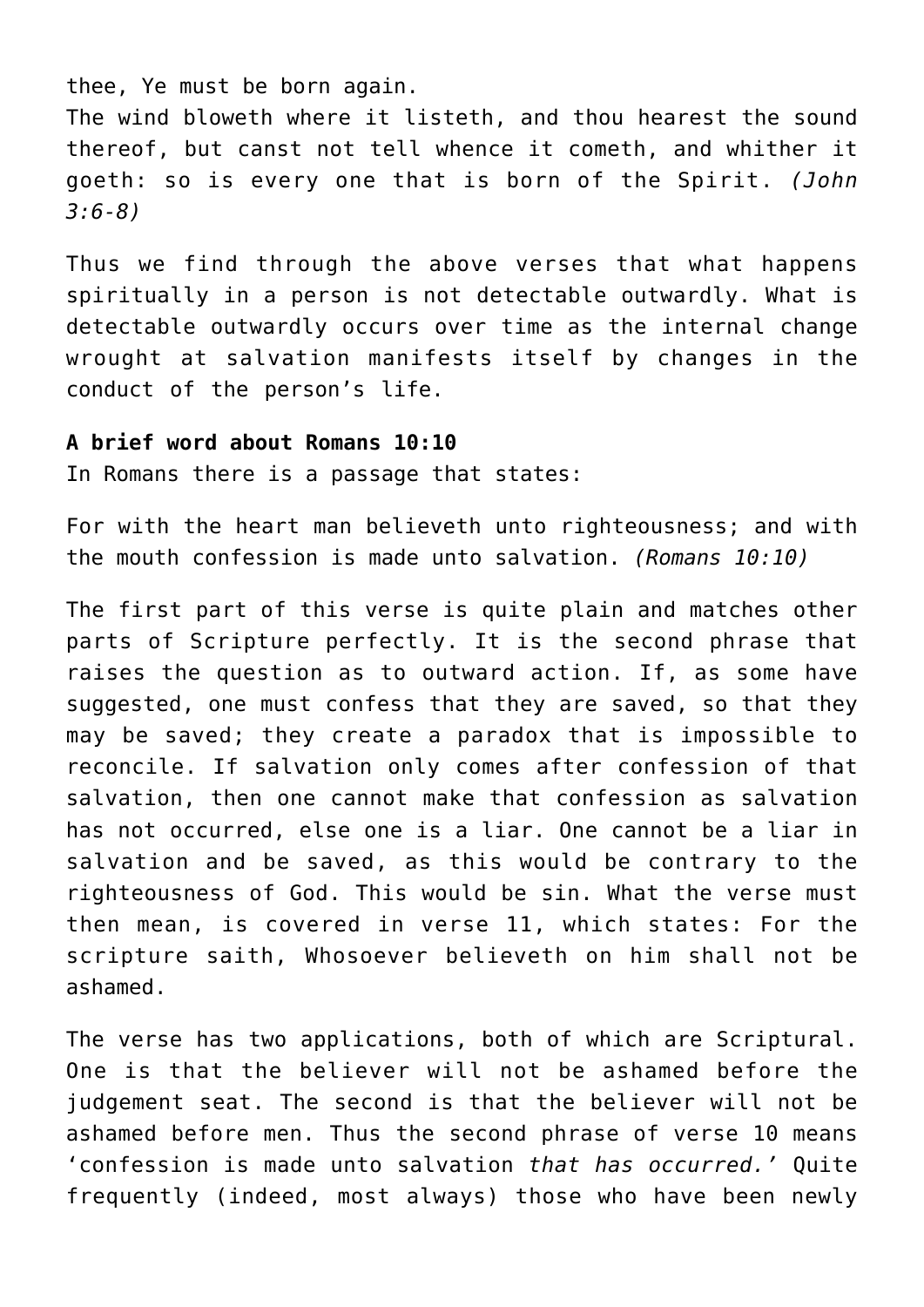thee, Ye must be born again.
The wind bloweth where it listeth, and thou hearest the sound thereof, but canst not tell whence it cometh, and whither it goeth: so is every one that is born of the Spirit. *(John 3:6-8)*

Thus we find through the above verses that what happens spiritually in a person is not detectable outwardly. What is detectable outwardly occurs over time as the internal change wrought at salvation manifests itself by changes in the conduct of the person's life.

**A brief word about Romans 10:10**
In Romans there is a passage that states:

For with the heart man believeth unto righteousness; and with the mouth confession is made unto salvation. *(Romans 10:10)*

The first part of this verse is quite plain and matches other parts of Scripture perfectly. It is the second phrase that raises the question as to outward action. If, as some have suggested, one must confess that they are saved, so that they may be saved; they create a paradox that is impossible to reconcile. If salvation only comes after confession of that salvation, then one cannot make that confession as salvation has not occurred, else one is a liar. One cannot be a liar in salvation and be saved, as this would be contrary to the righteousness of God. This would be sin. What the verse must then mean, is covered in verse 11, which states: For the scripture saith, Whosoever believeth on him shall not be ashamed.

The verse has two applications, both of which are Scriptural. One is that the believer will not be ashamed before the judgement seat. The second is that the believer will not be ashamed before men. Thus the second phrase of verse 10 means 'confession is made unto salvation *that has occurred.'* Quite frequently (indeed, most always) those who have been newly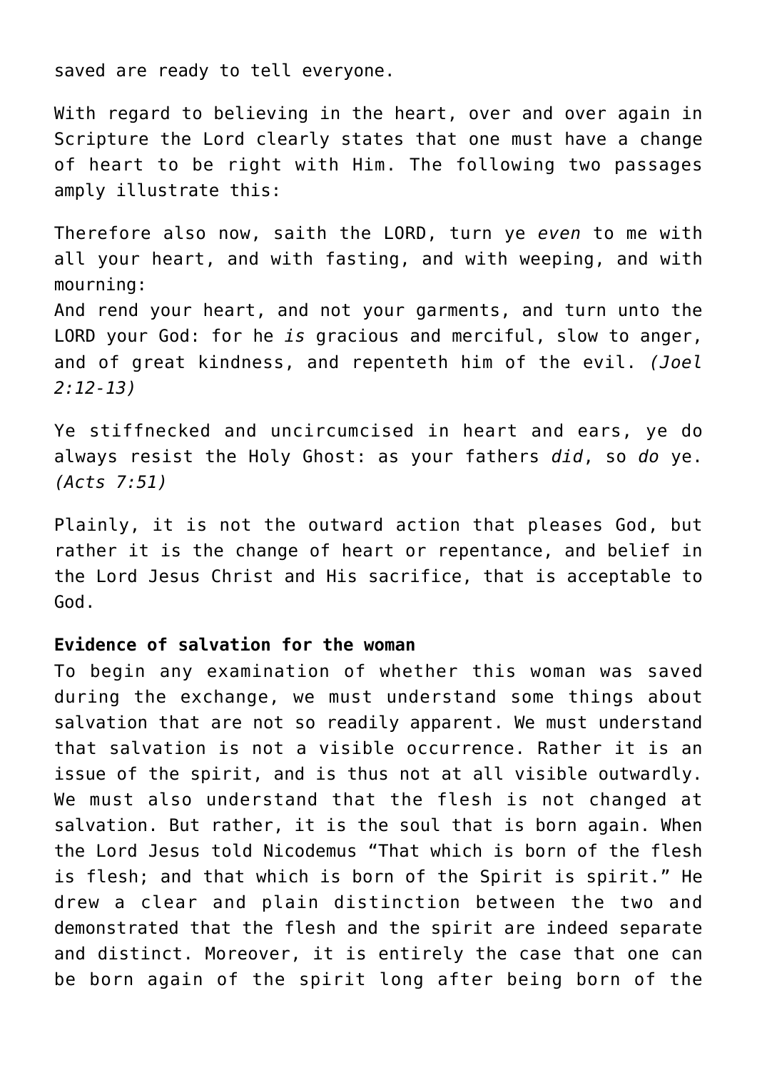saved are ready to tell everyone.

With regard to believing in the heart, over and over again in Scripture the Lord clearly states that one must have a change of heart to be right with Him. The following two passages amply illustrate this:

Therefore also now, saith the LORD, turn ye *even* to me with all your heart, and with fasting, and with weeping, and with mourning:
And rend your heart, and not your garments, and turn unto the LORD your God: for he *is* gracious and merciful, slow to anger, and of great kindness, and repenteth him of the evil. *(Joel 2:12-13)*

Ye stiffnecked and uncircumcised in heart and ears, ye do always resist the Holy Ghost: as your fathers *did*, so *do* ye. *(Acts 7:51)*

Plainly, it is not the outward action that pleases God, but rather it is the change of heart or repentance, and belief in the Lord Jesus Christ and His sacrifice, that is acceptable to God.

**Evidence of salvation for the woman**

To begin any examination of whether this woman was saved during the exchange, we must understand some things about salvation that are not so readily apparent. We must understand that salvation is not a visible occurrence. Rather it is an issue of the spirit, and is thus not at all visible outwardly. We must also understand that the flesh is not changed at salvation. But rather, it is the soul that is born again. When the Lord Jesus told Nicodemus "That which is born of the flesh is flesh; and that which is born of the Spirit is spirit." He drew a clear and plain distinction between the two and demonstrated that the flesh and the spirit are indeed separate and distinct. Moreover, it is entirely the case that one can be born again of the spirit long after being born of the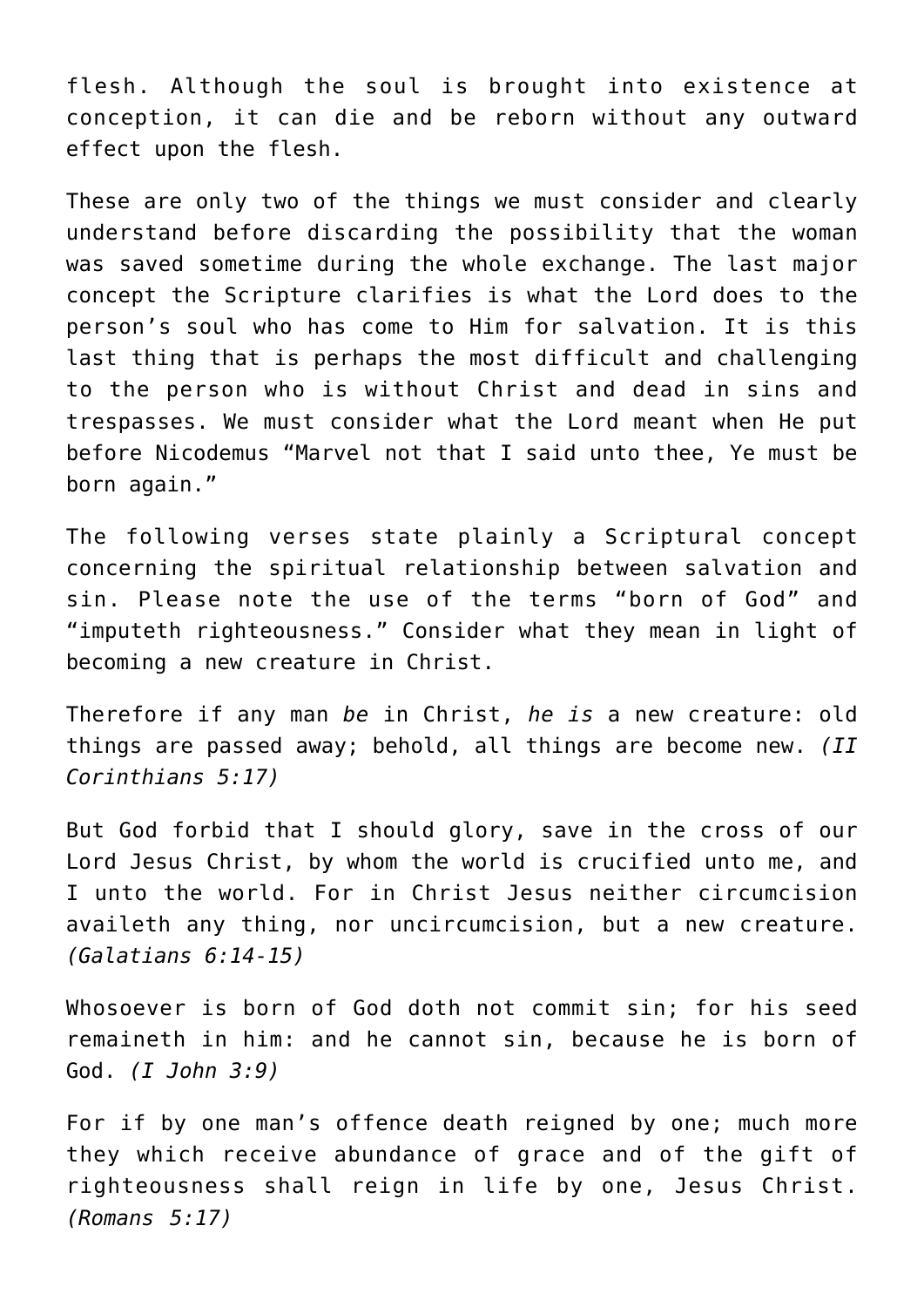flesh. Although the soul is brought into existence at conception, it can die and be reborn without any outward effect upon the flesh.

These are only two of the things we must consider and clearly understand before discarding the possibility that the woman was saved sometime during the whole exchange. The last major concept the Scripture clarifies is what the Lord does to the person's soul who has come to Him for salvation. It is this last thing that is perhaps the most difficult and challenging to the person who is without Christ and dead in sins and trespasses. We must consider what the Lord meant when He put before Nicodemus "Marvel not that I said unto thee, Ye must be born again."

The following verses state plainly a Scriptural concept concerning the spiritual relationship between salvation and sin. Please note the use of the terms "born of God" and "imputeth righteousness." Consider what they mean in light of becoming a new creature in Christ.

Therefore if any man *be* in Christ, *he is* a new creature: old things are passed away; behold, all things are become new. *(II Corinthians 5:17)*

But God forbid that I should glory, save in the cross of our Lord Jesus Christ, by whom the world is crucified unto me, and I unto the world. For in Christ Jesus neither circumcision availeth any thing, nor uncircumcision, but a new creature. *(Galatians 6:14-15)*

Whosoever is born of God doth not commit sin; for his seed remaineth in him: and he cannot sin, because he is born of God. *(I John 3:9)*

For if by one man's offence death reigned by one; much more they which receive abundance of grace and of the gift of righteousness shall reign in life by one, Jesus Christ. *(Romans 5:17)*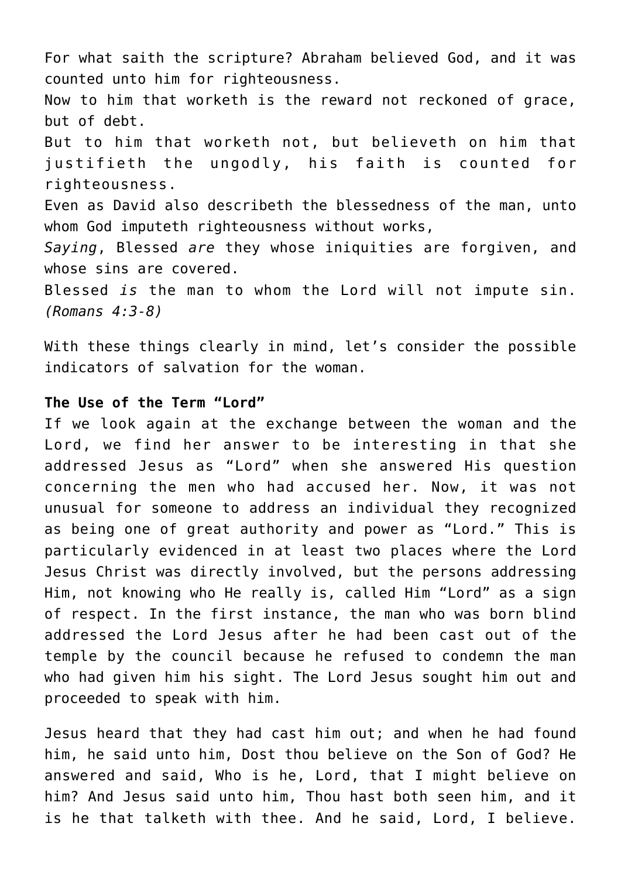For what saith the scripture? Abraham believed God, and it was counted unto him for righteousness.
Now to him that worketh is the reward not reckoned of grace, but of debt.
But to him that worketh not, but believeth on him that justifieth the ungodly, his faith is counted for righteousness.
Even as David also describeth the blessedness of the man, unto whom God imputeth righteousness without works,
*Saying*, Blessed *are* they whose iniquities are forgiven, and whose sins are covered.
Blessed *is* the man to whom the Lord will not impute sin. *(Romans 4:3-8)*

With these things clearly in mind, let's consider the possible indicators of salvation for the woman.

**The Use of the Term "Lord"**

If we look again at the exchange between the woman and the Lord, we find her answer to be interesting in that she addressed Jesus as "Lord" when she answered His question concerning the men who had accused her. Now, it was not unusual for someone to address an individual they recognized as being one of great authority and power as "Lord." This is particularly evidenced in at least two places where the Lord Jesus Christ was directly involved, but the persons addressing Him, not knowing who He really is, called Him "Lord" as a sign of respect. In the first instance, the man who was born blind addressed the Lord Jesus after he had been cast out of the temple by the council because he refused to condemn the man who had given him his sight. The Lord Jesus sought him out and proceeded to speak with him.

Jesus heard that they had cast him out; and when he had found him, he said unto him, Dost thou believe on the Son of God? He answered and said, Who is he, Lord, that I might believe on him? And Jesus said unto him, Thou hast both seen him, and it is he that talketh with thee. And he said, Lord, I believe.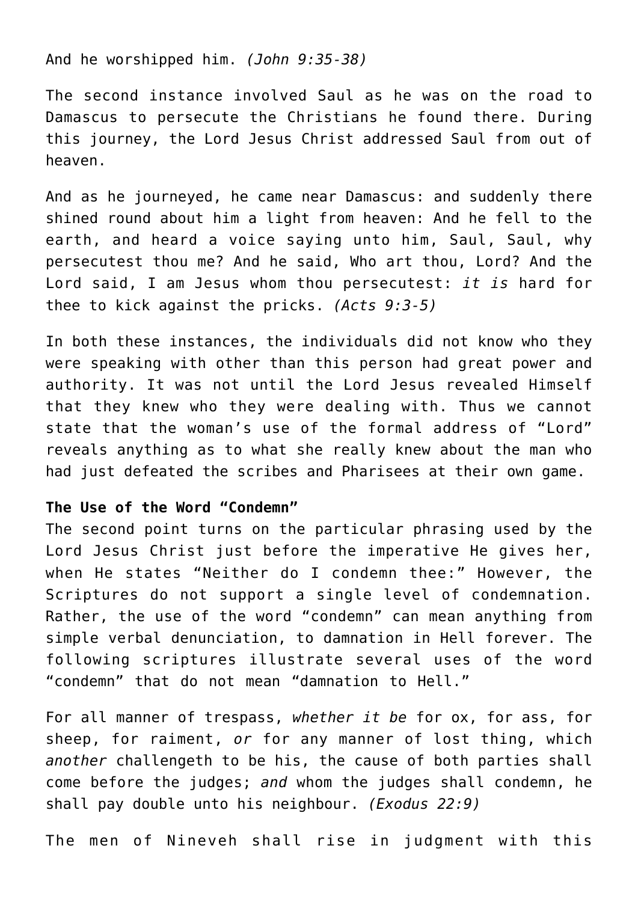And he worshipped him. *(John 9:35-38)*

The second instance involved Saul as he was on the road to Damascus to persecute the Christians he found there. During this journey, the Lord Jesus Christ addressed Saul from out of heaven.

And as he journeyed, he came near Damascus: and suddenly there shined round about him a light from heaven: And he fell to the earth, and heard a voice saying unto him, Saul, Saul, why persecutest thou me? And he said, Who art thou, Lord? And the Lord said, I am Jesus whom thou persecutest: *it is* hard for thee to kick against the pricks. *(Acts 9:3-5)*

In both these instances, the individuals did not know who they were speaking with other than this person had great power and authority. It was not until the Lord Jesus revealed Himself that they knew who they were dealing with. Thus we cannot state that the woman's use of the formal address of "Lord" reveals anything as to what she really knew about the man who had just defeated the scribes and Pharisees at their own game.

**The Use of the Word "Condemn"**

The second point turns on the particular phrasing used by the Lord Jesus Christ just before the imperative He gives her, when He states "Neither do I condemn thee:" However, the Scriptures do not support a single level of condemnation. Rather, the use of the word "condemn" can mean anything from simple verbal denunciation, to damnation in Hell forever. The following scriptures illustrate several uses of the word "condemn" that do not mean "damnation to Hell."

For all manner of trespass, *whether it be* for ox, for ass, for sheep, for raiment, *or* for any manner of lost thing, which *another* challengeth to be his, the cause of both parties shall come before the judges; *and* whom the judges shall condemn, he shall pay double unto his neighbour. *(Exodus 22:9)*

The men of Nineveh shall rise in judgment with this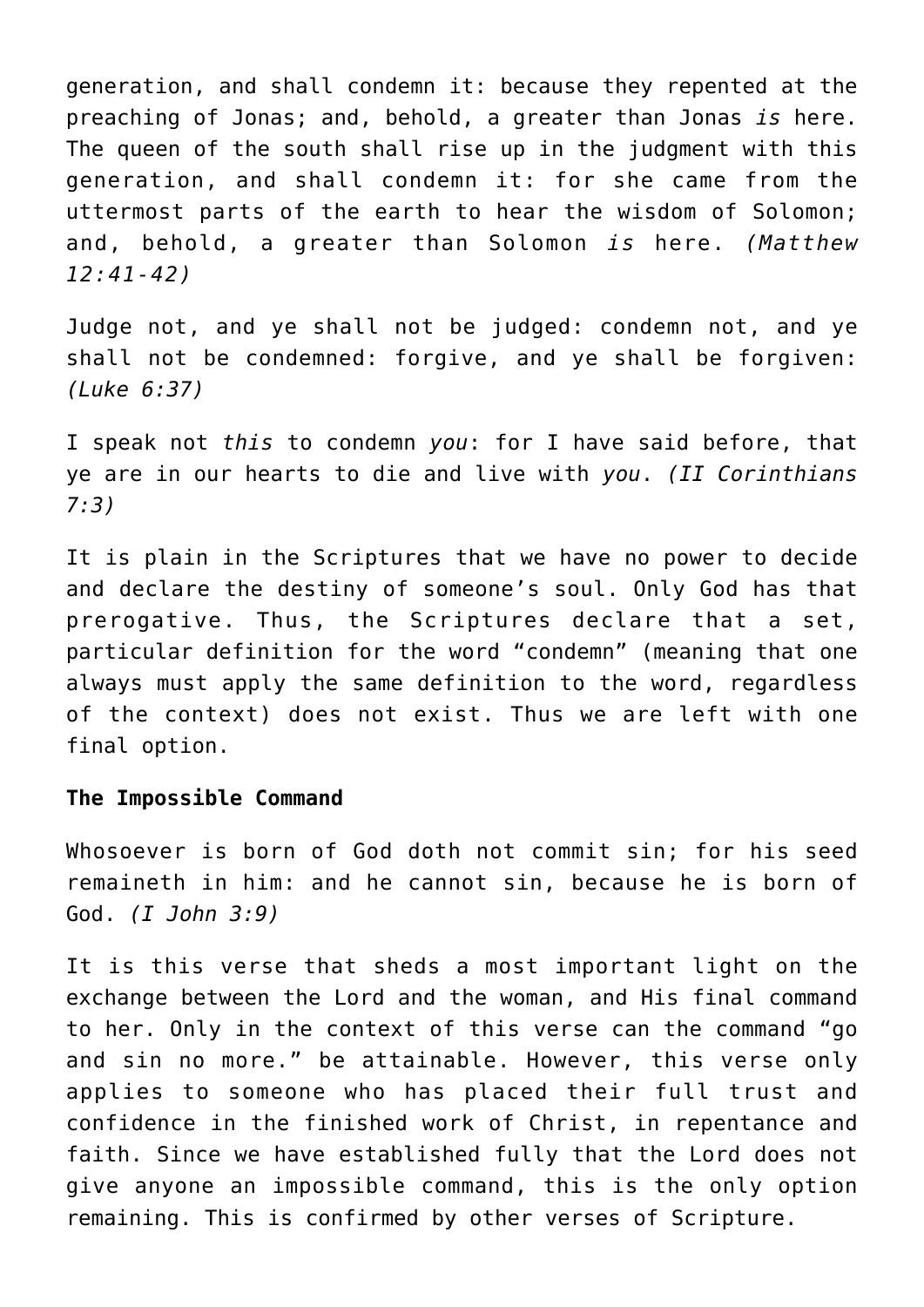generation, and shall condemn it: because they repented at the preaching of Jonas; and, behold, a greater than Jonas *is* here. The queen of the south shall rise up in the judgment with this generation, and shall condemn it: for she came from the uttermost parts of the earth to hear the wisdom of Solomon; and, behold, a greater than Solomon *is* here. *(Matthew 12:41-42)*

Judge not, and ye shall not be judged: condemn not, and ye shall not be condemned: forgive, and ye shall be forgiven: *(Luke 6:37)*

I speak not *this* to condemn *you*: for I have said before, that ye are in our hearts to die and live with *you*. *(II Corinthians 7:3)*

It is plain in the Scriptures that we have no power to decide and declare the destiny of someone's soul. Only God has that prerogative. Thus, the Scriptures declare that a set, particular definition for the word "condemn" (meaning that one always must apply the same definition to the word, regardless of the context) does not exist. Thus we are left with one final option.

**The Impossible Command**

Whosoever is born of God doth not commit sin; for his seed remaineth in him: and he cannot sin, because he is born of God. *(I John 3:9)*

It is this verse that sheds a most important light on the exchange between the Lord and the woman, and His final command to her. Only in the context of this verse can the command "go and sin no more." be attainable. However, this verse only applies to someone who has placed their full trust and confidence in the finished work of Christ, in repentance and faith. Since we have established fully that the Lord does not give anyone an impossible command, this is the only option remaining. This is confirmed by other verses of Scripture.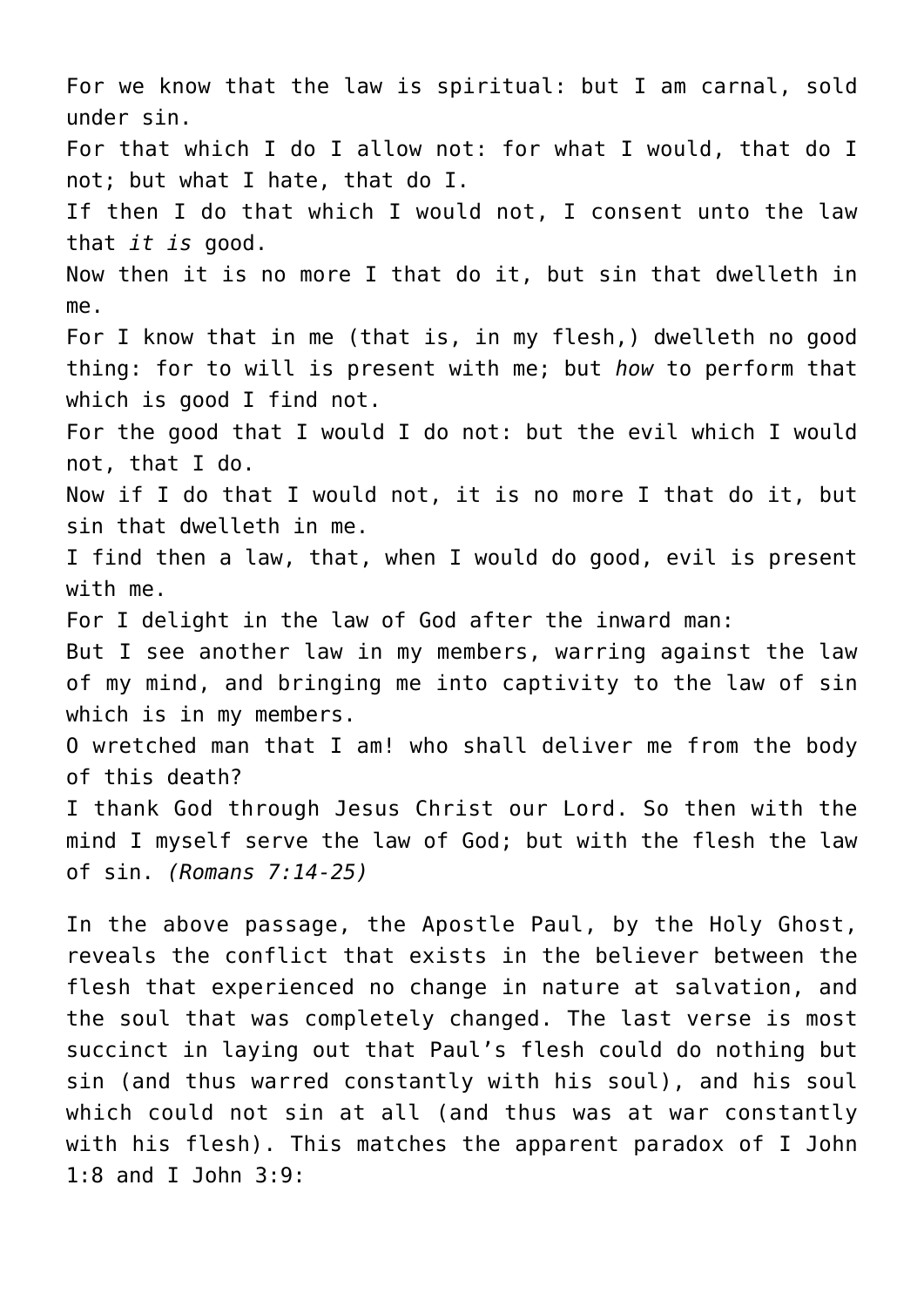For we know that the law is spiritual: but I am carnal, sold under sin.
For that which I do I allow not: for what I would, that do I not; but what I hate, that do I.
If then I do that which I would not, I consent unto the law that *it is* good.
Now then it is no more I that do it, but sin that dwelleth in me.
For I know that in me (that is, in my flesh,) dwelleth no good thing: for to will is present with me; but *how* to perform that which is good I find not.
For the good that I would I do not: but the evil which I would not, that I do.
Now if I do that I would not, it is no more I that do it, but sin that dwelleth in me.
I find then a law, that, when I would do good, evil is present with me.
For I delight in the law of God after the inward man:
But I see another law in my members, warring against the law of my mind, and bringing me into captivity to the law of sin which is in my members.
O wretched man that I am! who shall deliver me from the body of this death?
I thank God through Jesus Christ our Lord. So then with the mind I myself serve the law of God; but with the flesh the law of sin. *(Romans 7:14-25)*

In the above passage, the Apostle Paul, by the Holy Ghost, reveals the conflict that exists in the believer between the flesh that experienced no change in nature at salvation, and the soul that was completely changed. The last verse is most succinct in laying out that Paul's flesh could do nothing but sin (and thus warred constantly with his soul), and his soul which could not sin at all (and thus was at war constantly with his flesh). This matches the apparent paradox of I John 1:8 and I John 3:9: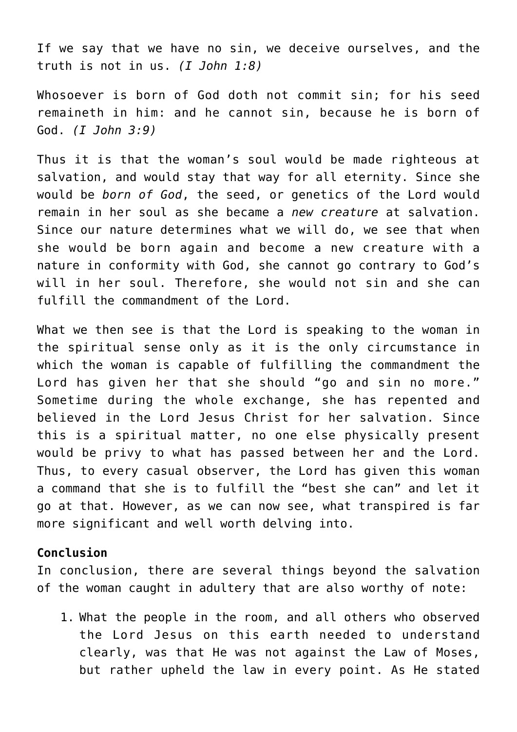If we say that we have no sin, we deceive ourselves, and the truth is not in us. *(I John 1:8)*

Whosoever is born of God doth not commit sin; for his seed remaineth in him: and he cannot sin, because he is born of God. *(I John 3:9)*

Thus it is that the woman's soul would be made righteous at salvation, and would stay that way for all eternity. Since she would be *born of God*, the seed, or genetics of the Lord would remain in her soul as she became a *new creature* at salvation. Since our nature determines what we will do, we see that when she would be born again and become a new creature with a nature in conformity with God, she cannot go contrary to God's will in her soul. Therefore, she would not sin and she can fulfill the commandment of the Lord.

What we then see is that the Lord is speaking to the woman in the spiritual sense only as it is the only circumstance in which the woman is capable of fulfilling the commandment the Lord has given her that she should "go and sin no more." Sometime during the whole exchange, she has repented and believed in the Lord Jesus Christ for her salvation. Since this is a spiritual matter, no one else physically present would be privy to what has passed between her and the Lord. Thus, to every casual observer, the Lord has given this woman a command that she is to fulfill the "best she can" and let it go at that. However, as we can now see, what transpired is far more significant and well worth delving into.

**Conclusion**
In conclusion, there are several things beyond the salvation of the woman caught in adultery that are also worthy of note:

1. What the people in the room, and all others who observed the Lord Jesus on this earth needed to understand clearly, was that He was not against the Law of Moses, but rather upheld the law in every point. As He stated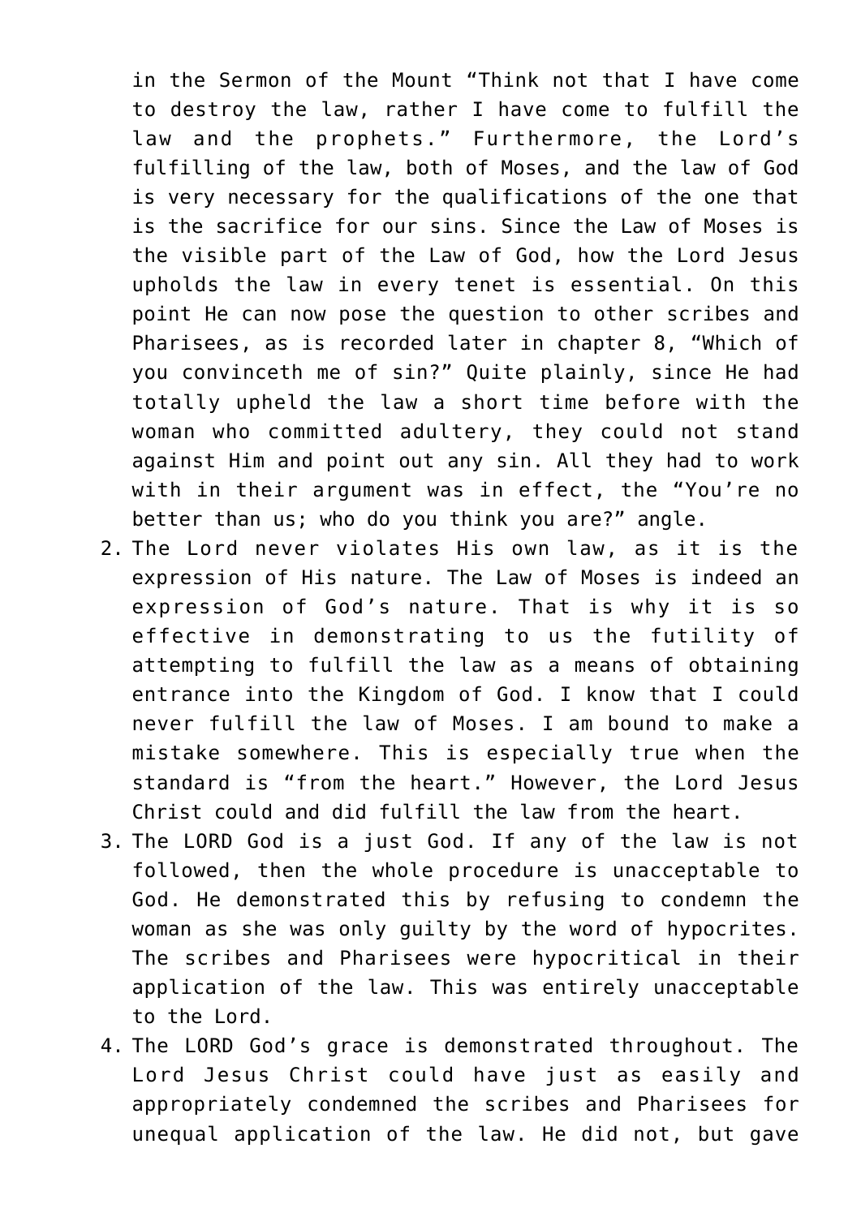in the Sermon of the Mount "Think not that I have come to destroy the law, rather I have come to fulfill the law and the prophets." Furthermore, the Lord's fulfilling of the law, both of Moses, and the law of God is very necessary for the qualifications of the one that is the sacrifice for our sins. Since the Law of Moses is the visible part of the Law of God, how the Lord Jesus upholds the law in every tenet is essential. On this point He can now pose the question to other scribes and Pharisees, as is recorded later in chapter 8, "Which of you convinceth me of sin?" Quite plainly, since He had totally upheld the law a short time before with the woman who committed adultery, they could not stand against Him and point out any sin. All they had to work with in their argument was in effect, the "You're no better than us; who do you think you are?" angle.

2. The Lord never violates His own law, as it is the expression of His nature. The Law of Moses is indeed an expression of God's nature. That is why it is so effective in demonstrating to us the futility of attempting to fulfill the law as a means of obtaining entrance into the Kingdom of God. I know that I could never fulfill the law of Moses. I am bound to make a mistake somewhere. This is especially true when the standard is "from the heart." However, the Lord Jesus Christ could and did fulfill the law from the heart.
3. The LORD God is a just God. If any of the law is not followed, then the whole procedure is unacceptable to God. He demonstrated this by refusing to condemn the woman as she was only guilty by the word of hypocrites. The scribes and Pharisees were hypocritical in their application of the law. This was entirely unacceptable to the Lord.
4. The LORD God's grace is demonstrated throughout. The Lord Jesus Christ could have just as easily and appropriately condemned the scribes and Pharisees for unequal application of the law. He did not, but gave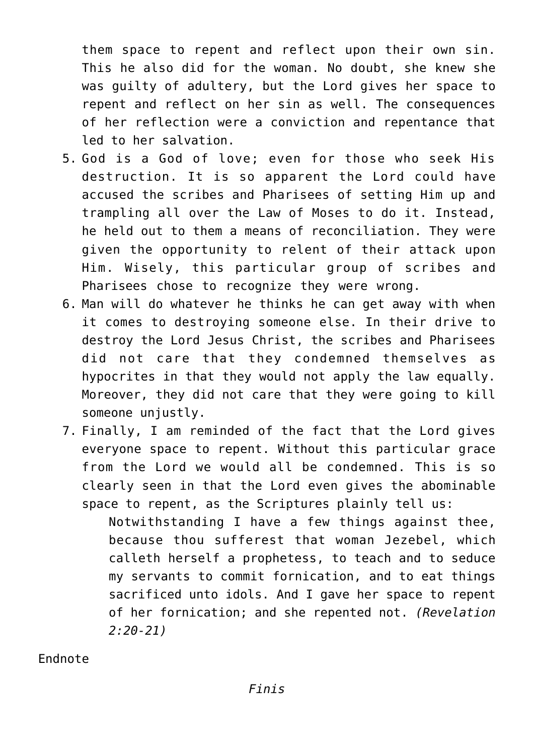them space to repent and reflect upon their own sin. This he also did for the woman. No doubt, she knew she was guilty of adultery, but the Lord gives her space to repent and reflect on her sin as well. The consequences of her reflection were a conviction and repentance that led to her salvation.

5. God is a God of love; even for those who seek His destruction. It is so apparent the Lord could have accused the scribes and Pharisees of setting Him up and trampling all over the Law of Moses to do it. Instead, he held out to them a means of reconciliation. They were given the opportunity to relent of their attack upon Him. Wisely, this particular group of scribes and Pharisees chose to recognize they were wrong.
6. Man will do whatever he thinks he can get away with when it comes to destroying someone else. In their drive to destroy the Lord Jesus Christ, the scribes and Pharisees did not care that they condemned themselves as hypocrites in that they would not apply the law equally. Moreover, they did not care that they were going to kill someone unjustly.
7. Finally, I am reminded of the fact that the Lord gives everyone space to repent. Without this particular grace from the Lord we would all be condemned. This is so clearly seen in that the Lord even gives the abominable space to repent, as the Scriptures plainly tell us:

   > Notwithstanding I have a few things against thee, because thou sufferest that woman Jezebel, which calleth herself a prophetess, to teach and to seduce my servants to commit fornication, and to eat things sacrificed unto idols. And I gave her space to repent of her fornication; and she repented not. *(Revelation 2:20-21)*

Endnote

*Finis*